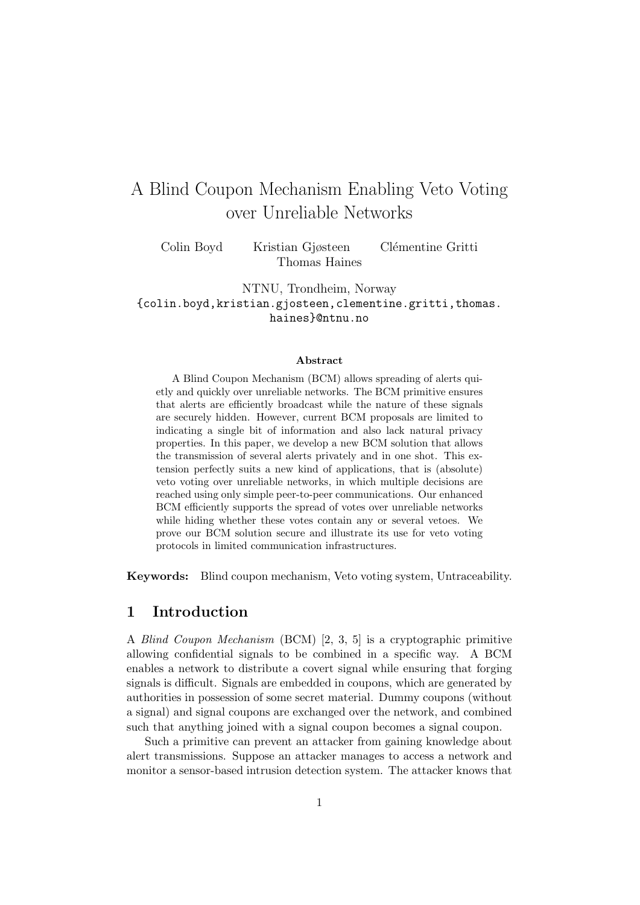# A Blind Coupon Mechanism Enabling Veto Voting over Unreliable Networks

Colin Boyd   Kristian Gjøsteen   Clémentine Gritti   Thomas Haines

NTNU, Trondheim, Norway
{colin.boyd,kristian.gjosteen,clementine.gritti,thomas.haines}@ntnu.no

### Abstract

A Blind Coupon Mechanism (BCM) allows spreading of alerts quietly and quickly over unreliable networks. The BCM primitive ensures that alerts are efficiently broadcast while the nature of these signals are securely hidden. However, current BCM proposals are limited to indicating a single bit of information and also lack natural privacy properties. In this paper, we develop a new BCM solution that allows the transmission of several alerts privately and in one shot. This extension perfectly suits a new kind of applications, that is (absolute) veto voting over unreliable networks, in which multiple decisions are reached using only simple peer-to-peer communications. Our enhanced BCM efficiently supports the spread of votes over unreliable networks while hiding whether these votes contain any or several vetoes. We prove our BCM solution secure and illustrate its use for veto voting protocols in limited communication infrastructures.

**Keywords:** Blind coupon mechanism, Veto voting system, Untraceability.

## 1 Introduction

A *Blind Coupon Mechanism* (BCM) [2, 3, 5] is a cryptographic primitive allowing confidential signals to be combined in a specific way. A BCM enables a network to distribute a covert signal while ensuring that forging signals is difficult. Signals are embedded in coupons, which are generated by authorities in possession of some secret material. Dummy coupons (without a signal) and signal coupons are exchanged over the network, and combined such that anything joined with a signal coupon becomes a signal coupon.

Such a primitive can prevent an attacker from gaining knowledge about alert transmissions. Suppose an attacker manages to access a network and monitor a sensor-based intrusion detection system. The attacker knows that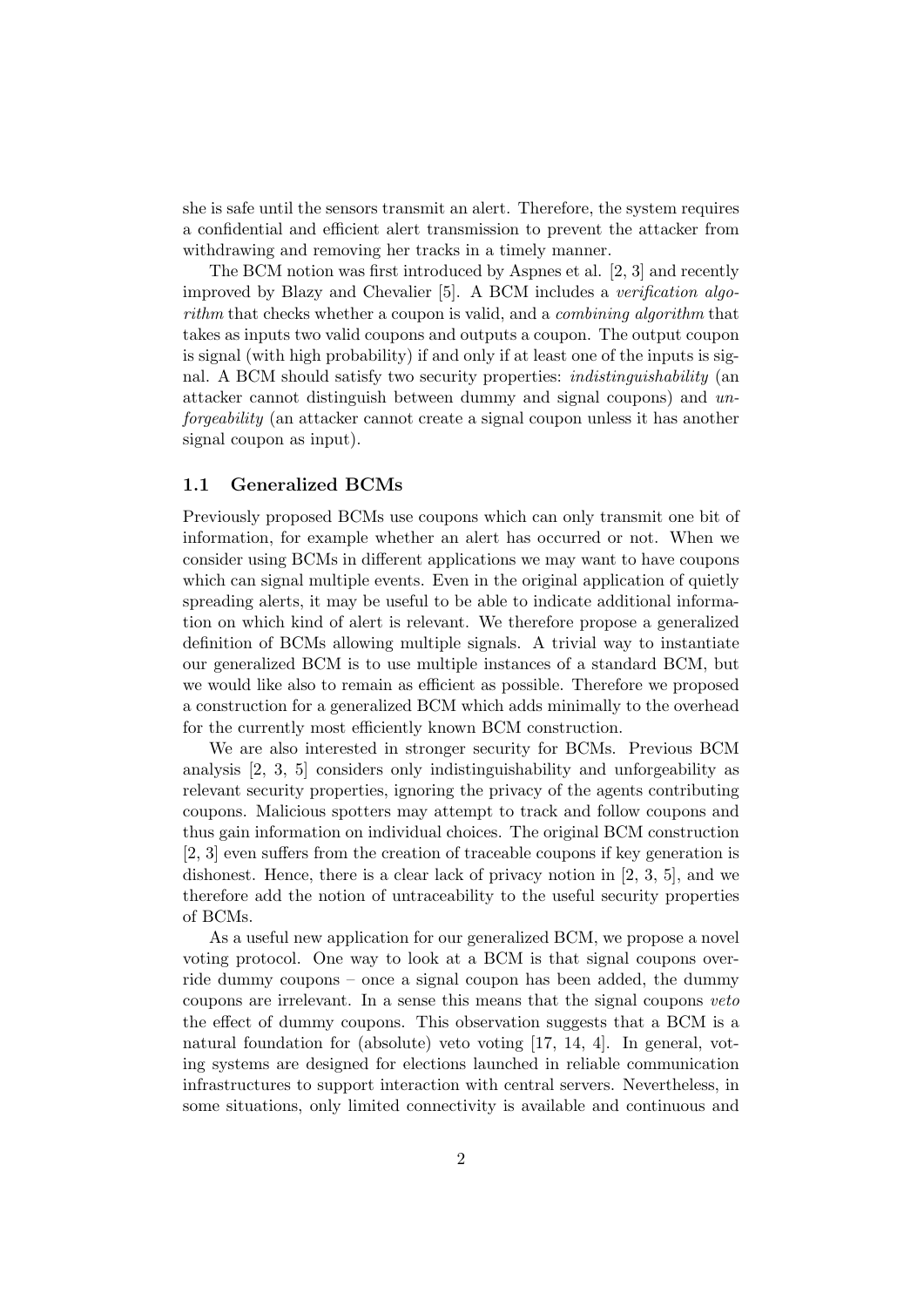she is safe until the sensors transmit an alert. Therefore, the system requires a confidential and efficient alert transmission to prevent the attacker from withdrawing and removing her tracks in a timely manner.

The BCM notion was first introduced by Aspnes et al. [2, 3] and recently improved by Blazy and Chevalier [5]. A BCM includes a *verification algorithm* that checks whether a coupon is valid, and a *combining algorithm* that takes as inputs two valid coupons and outputs a coupon. The output coupon is signal (with high probability) if and only if at least one of the inputs is signal. A BCM should satisfy two security properties: *indistinguishability* (an attacker cannot distinguish between dummy and signal coupons) and *unforgeability* (an attacker cannot create a signal coupon unless it has another signal coupon as input).

### 1.1 Generalized BCMs

Previously proposed BCMs use coupons which can only transmit one bit of information, for example whether an alert has occurred or not. When we consider using BCMs in different applications we may want to have coupons which can signal multiple events. Even in the original application of quietly spreading alerts, it may be useful to be able to indicate additional information on which kind of alert is relevant. We therefore propose a generalized definition of BCMs allowing multiple signals. A trivial way to instantiate our generalized BCM is to use multiple instances of a standard BCM, but we would like also to remain as efficient as possible. Therefore we proposed a construction for a generalized BCM which adds minimally to the overhead for the currently most efficiently known BCM construction.

We are also interested in stronger security for BCMs. Previous BCM analysis [2, 3, 5] considers only indistinguishability and unforgeability as relevant security properties, ignoring the privacy of the agents contributing coupons. Malicious spotters may attempt to track and follow coupons and thus gain information on individual choices. The original BCM construction [2, 3] even suffers from the creation of traceable coupons if key generation is dishonest. Hence, there is a clear lack of privacy notion in [2, 3, 5], and we therefore add the notion of untraceability to the useful security properties of BCMs.

As a useful new application for our generalized BCM, we propose a novel voting protocol. One way to look at a BCM is that signal coupons override dummy coupons – once a signal coupon has been added, the dummy coupons are irrelevant. In a sense this means that the signal coupons *veto* the effect of dummy coupons. This observation suggests that a BCM is a natural foundation for (absolute) veto voting [17, 14, 4]. In general, voting systems are designed for elections launched in reliable communication infrastructures to support interaction with central servers. Nevertheless, in some situations, only limited connectivity is available and continuous and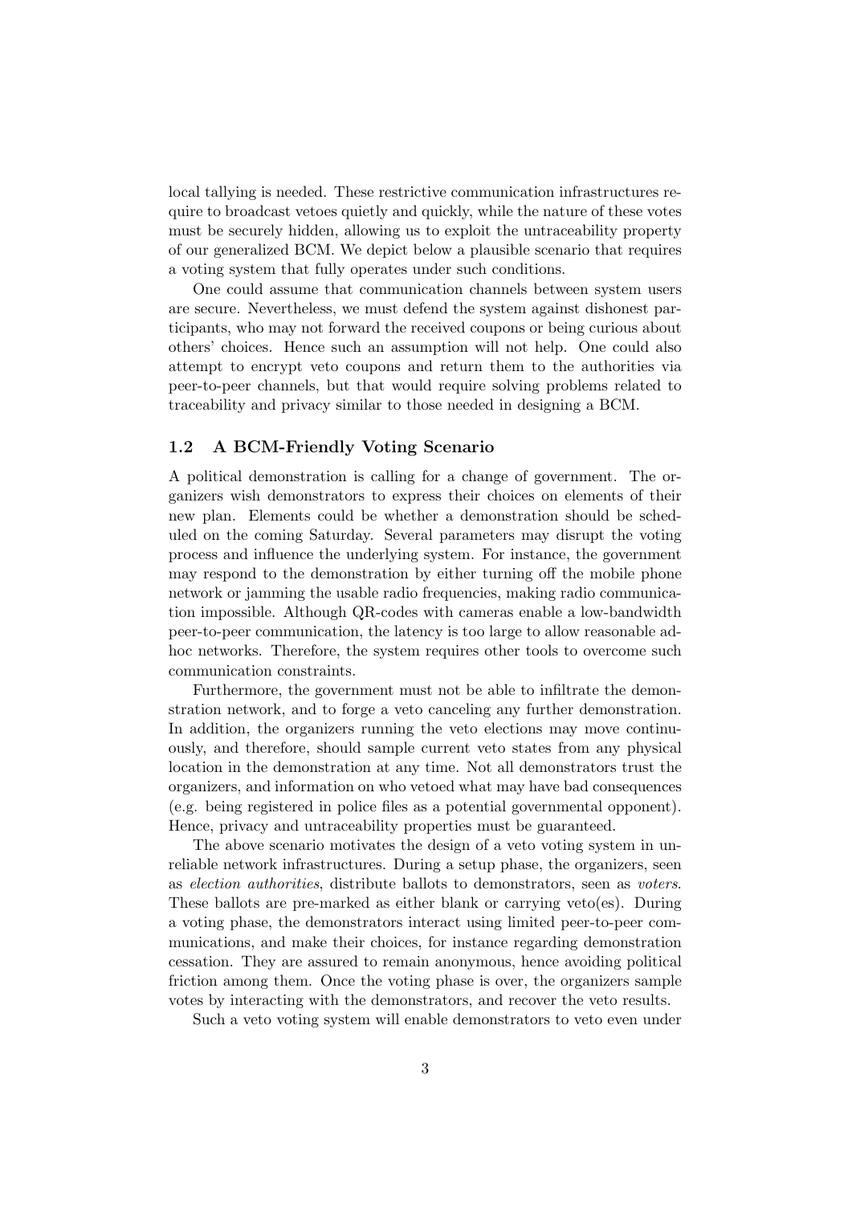local tallying is needed. These restrictive communication infrastructures require to broadcast vetoes quietly and quickly, while the nature of these votes must be securely hidden, allowing us to exploit the untraceability property of our generalized BCM. We depict below a plausible scenario that requires a voting system that fully operates under such conditions.

One could assume that communication channels between system users are secure. Nevertheless, we must defend the system against dishonest participants, who may not forward the received coupons or being curious about others' choices. Hence such an assumption will not help. One could also attempt to encrypt veto coupons and return them to the authorities via peer-to-peer channels, but that would require solving problems related to traceability and privacy similar to those needed in designing a BCM.

### 1.2 A BCM-Friendly Voting Scenario

A political demonstration is calling for a change of government. The organizers wish demonstrators to express their choices on elements of their new plan. Elements could be whether a demonstration should be scheduled on the coming Saturday. Several parameters may disrupt the voting process and influence the underlying system. For instance, the government may respond to the demonstration by either turning off the mobile phone network or jamming the usable radio frequencies, making radio communication impossible. Although QR-codes with cameras enable a low-bandwidth peer-to-peer communication, the latency is too large to allow reasonable ad-hoc networks. Therefore, the system requires other tools to overcome such communication constraints.

Furthermore, the government must not be able to infiltrate the demonstration network, and to forge a veto canceling any further demonstration. In addition, the organizers running the veto elections may move continuously, and therefore, should sample current veto states from any physical location in the demonstration at any time. Not all demonstrators trust the organizers, and information on who vetoed what may have bad consequences (e.g. being registered in police files as a potential governmental opponent). Hence, privacy and untraceability properties must be guaranteed.

The above scenario motivates the design of a veto voting system in unreliable network infrastructures. During a setup phase, the organizers, seen as *election authorities*, distribute ballots to demonstrators, seen as *voters*. These ballots are pre-marked as either blank or carrying veto(es). During a voting phase, the demonstrators interact using limited peer-to-peer communications, and make their choices, for instance regarding demonstration cessation. They are assured to remain anonymous, hence avoiding political friction among them. Once the voting phase is over, the organizers sample votes by interacting with the demonstrators, and recover the veto results.

Such a veto voting system will enable demonstrators to veto even under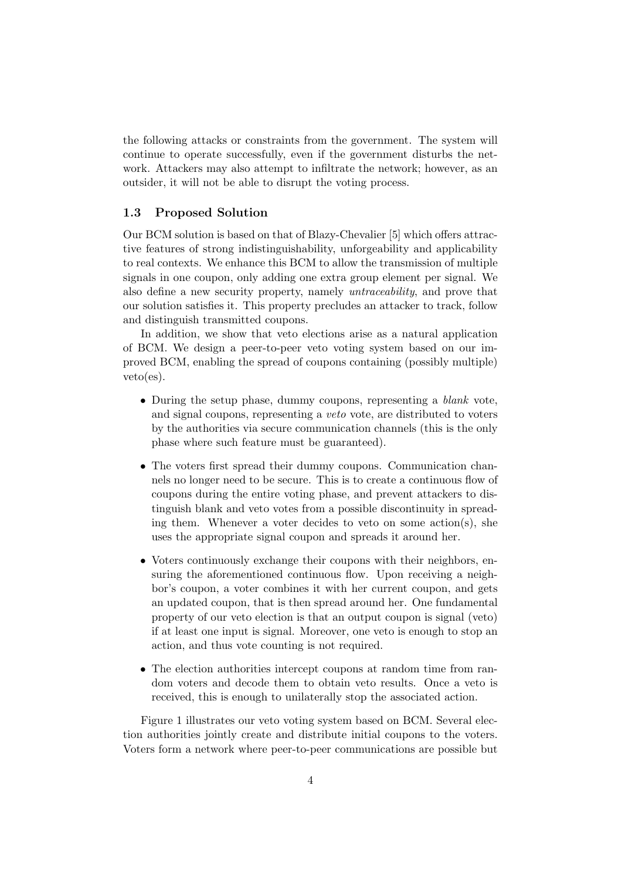the following attacks or constraints from the government. The system will continue to operate successfully, even if the government disturbs the network. Attackers may also attempt to infiltrate the network; however, as an outsider, it will not be able to disrupt the voting process.

### 1.3 Proposed Solution

Our BCM solution is based on that of Blazy-Chevalier [5] which offers attractive features of strong indistinguishability, unforgeability and applicability to real contexts. We enhance this BCM to allow the transmission of multiple signals in one coupon, only adding one extra group element per signal. We also define a new security property, namely *untraceability*, and prove that our solution satisfies it. This property precludes an attacker to track, follow and distinguish transmitted coupons.

In addition, we show that veto elections arise as a natural application of BCM. We design a peer-to-peer veto voting system based on our improved BCM, enabling the spread of coupons containing (possibly multiple) veto(es).

- During the setup phase, dummy coupons, representing a *blank* vote, and signal coupons, representing a *veto* vote, are distributed to voters by the authorities via secure communication channels (this is the only phase where such feature must be guaranteed).
- The voters first spread their dummy coupons. Communication channels no longer need to be secure. This is to create a continuous flow of coupons during the entire voting phase, and prevent attackers to distinguish blank and veto votes from a possible discontinuity in spreading them. Whenever a voter decides to veto on some action(s), she uses the appropriate signal coupon and spreads it around her.
- Voters continuously exchange their coupons with their neighbors, ensuring the aforementioned continuous flow. Upon receiving a neighbor's coupon, a voter combines it with her current coupon, and gets an updated coupon, that is then spread around her. One fundamental property of our veto election is that an output coupon is signal (veto) if at least one input is signal. Moreover, one veto is enough to stop an action, and thus vote counting is not required.
- The election authorities intercept coupons at random time from random voters and decode them to obtain veto results. Once a veto is received, this is enough to unilaterally stop the associated action.

Figure 1 illustrates our veto voting system based on BCM. Several election authorities jointly create and distribute initial coupons to the voters. Voters form a network where peer-to-peer communications are possible but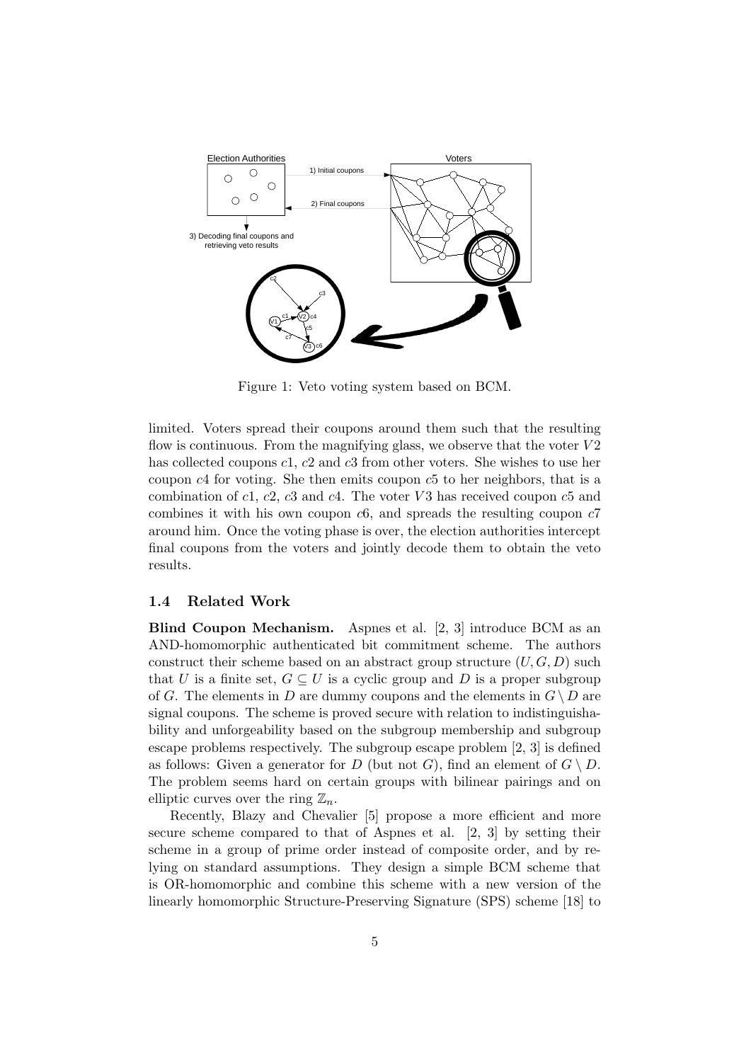Election Authorities

1) Initial coupons

Voters

2) Final coupons

3) Decoding final coupons and retrieving veto results

Figure 1: Veto voting system based on BCM.

limited. Voters spread their coupons around them such that the resulting flow is continuous. From the magnifying glass, we observe that the voter $V2$ has collected coupons $c1$, $c2$ and $c3$ from other voters. She wishes to use her coupon $c4$ for voting. She then emits coupon $c5$ to her neighbors, that is a combination of $c1$, $c2$, $c3$ and $c4$. The voter $V3$ has received coupon $c5$ and combines it with his own coupon $c6$, and spreads the resulting coupon $c7$ around him. Once the voting phase is over, the election authorities intercept final coupons from the voters and jointly decode them to obtain the veto results.

### 1.4 Related Work

**Blind Coupon Mechanism.** Aspnes et al. [2, 3] introduce BCM as an AND-homomorphic authenticated bit commitment scheme. The authors construct their scheme based on an abstract group structure $(U, G, D)$ such that $U$ is a finite set, $G \subseteq U$ is a cyclic group and $D$ is a proper subgroup of $G$. The elements in $D$ are dummy coupons and the elements in $G \setminus D$ are signal coupons. The scheme is proved secure with relation to indistinguishability and unforgeability based on the subgroup membership and subgroup escape problems respectively. The subgroup escape problem [2, 3] is defined as follows: Given a generator for $D$ (but not $G$), find an element of $G \setminus D$. The problem seems hard on certain groups with bilinear pairings and on elliptic curves over the ring $\mathbb{Z}_n$.

Recently, Blazy and Chevalier [5] propose a more efficient and more secure scheme compared to that of Aspnes et al. [2, 3] by setting their scheme in a group of prime order instead of composite order, and by relying on standard assumptions. They design a simple BCM scheme that is OR-homomorphic and combine this scheme with a new version of the linearly homomorphic Structure-Preserving Signature (SPS) scheme [18] to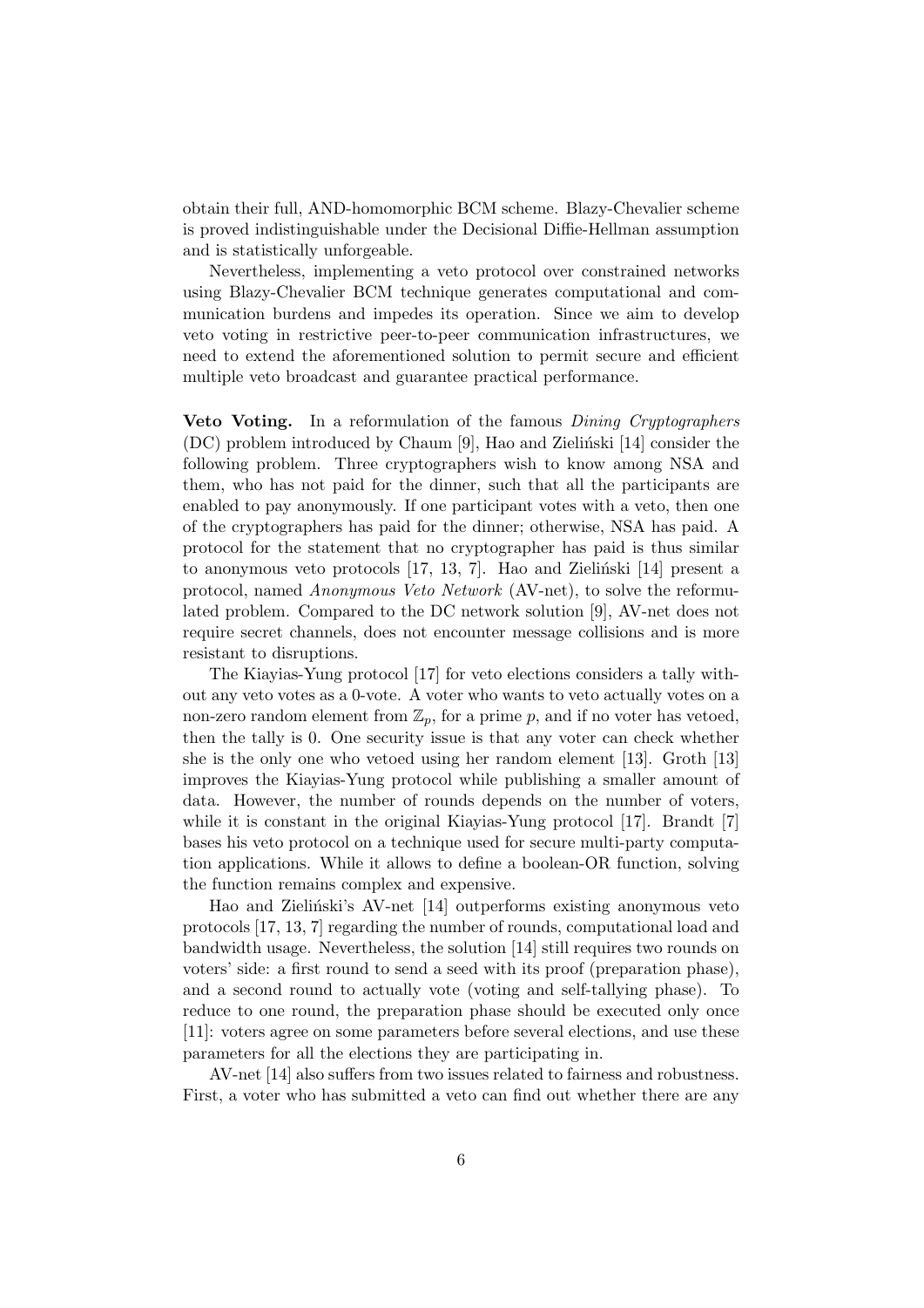obtain their full, AND-homomorphic BCM scheme. Blazy-Chevalier scheme is proved indistinguishable under the Decisional Diffie-Hellman assumption and is statistically unforgeable.

Nevertheless, implementing a veto protocol over constrained networks using Blazy-Chevalier BCM technique generates computational and communication burdens and impedes its operation. Since we aim to develop veto voting in restrictive peer-to-peer communication infrastructures, we need to extend the aforementioned solution to permit secure and efficient multiple veto broadcast and guarantee practical performance.

**Veto Voting.** In a reformulation of the famous *Dining Cryptographers* (DC) problem introduced by Chaum [9], Hao and Zieliński [14] consider the following problem. Three cryptographers wish to know among NSA and them, who has not paid for the dinner, such that all the participants are enabled to pay anonymously. If one participant votes with a veto, then one of the cryptographers has paid for the dinner; otherwise, NSA has paid. A protocol for the statement that no cryptographer has paid is thus similar to anonymous veto protocols [17, 13, 7]. Hao and Zieliński [14] present a protocol, named *Anonymous Veto Network* (AV-net), to solve the reformulated problem. Compared to the DC network solution [9], AV-net does not require secret channels, does not encounter message collisions and is more resistant to disruptions.

The Kiayias-Yung protocol [17] for veto elections considers a tally without any veto votes as a 0-vote. A voter who wants to veto actually votes on a non-zero random element from $\mathbb{Z}_p$, for a prime $p$, and if no voter has vetoed, then the tally is 0. One security issue is that any voter can check whether she is the only one who vetoed using her random element [13]. Groth [13] improves the Kiayias-Yung protocol while publishing a smaller amount of data. However, the number of rounds depends on the number of voters, while it is constant in the original Kiayias-Yung protocol [17]. Brandt [7] bases his veto protocol on a technique used for secure multi-party computation applications. While it allows to define a boolean-OR function, solving the function remains complex and expensive.

Hao and Zieliński's AV-net [14] outperforms existing anonymous veto protocols [17, 13, 7] regarding the number of rounds, computational load and bandwidth usage. Nevertheless, the solution [14] still requires two rounds on voters' side: a first round to send a seed with its proof (preparation phase), and a second round to actually vote (voting and self-tallying phase). To reduce to one round, the preparation phase should be executed only once [11]: voters agree on some parameters before several elections, and use these parameters for all the elections they are participating in.

AV-net [14] also suffers from two issues related to fairness and robustness. First, a voter who has submitted a veto can find out whether there are any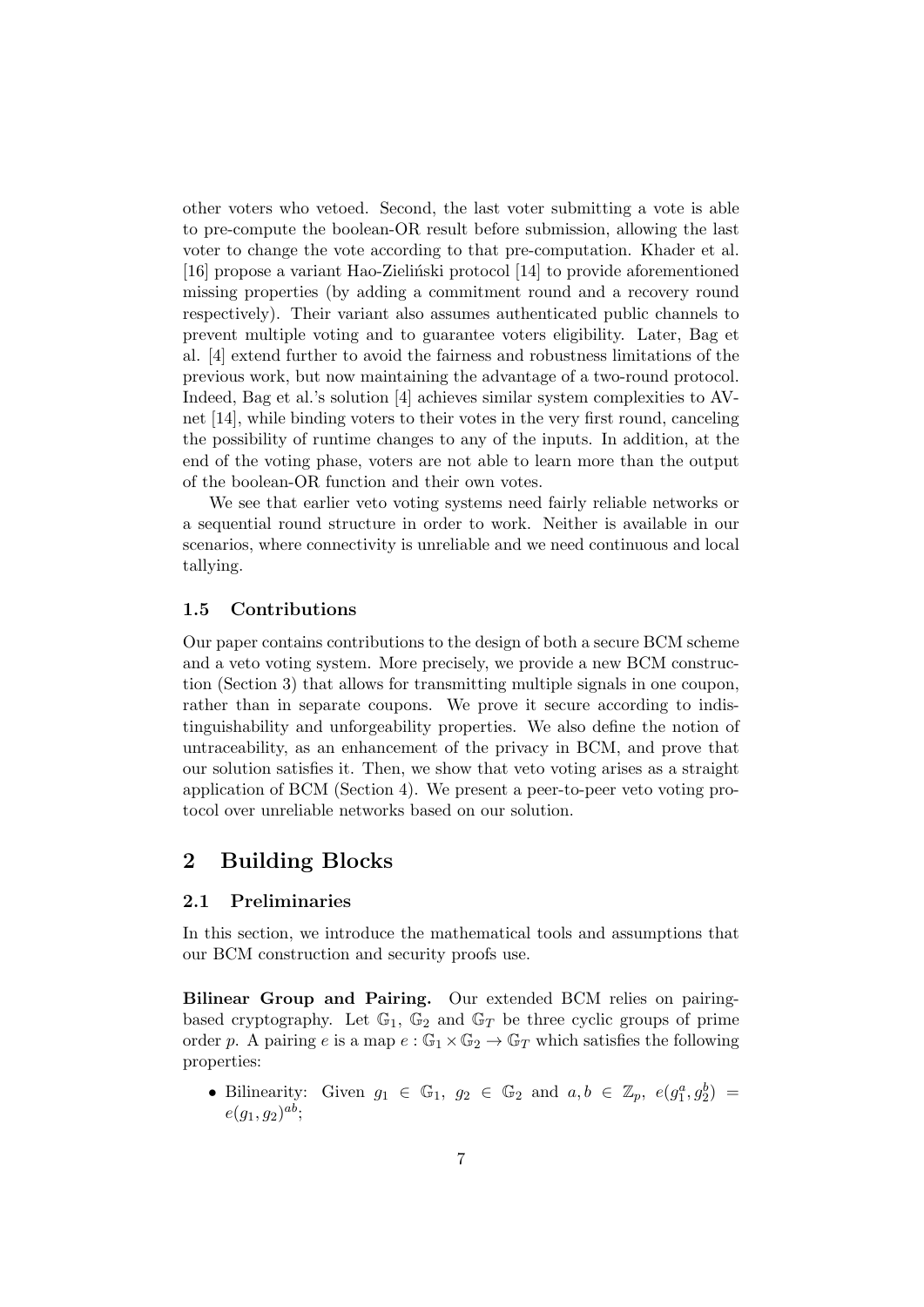other voters who vetoed. Second, the last voter submitting a vote is able to pre-compute the boolean-OR result before submission, allowing the last voter to change the vote according to that pre-computation. Khader et al. [16] propose a variant Hao-Zieliński protocol [14] to provide aforementioned missing properties (by adding a commitment round and a recovery round respectively). Their variant also assumes authenticated public channels to prevent multiple voting and to guarantee voters eligibility. Later, Bag et al. [4] extend further to avoid the fairness and robustness limitations of the previous work, but now maintaining the advantage of a two-round protocol. Indeed, Bag et al.'s solution [4] achieves similar system complexities to AV-net [14], while binding voters to their votes in the very first round, canceling the possibility of runtime changes to any of the inputs. In addition, at the end of the voting phase, voters are not able to learn more than the output of the boolean-OR function and their own votes.

We see that earlier veto voting systems need fairly reliable networks or a sequential round structure in order to work. Neither is available in our scenarios, where connectivity is unreliable and we need continuous and local tallying.

### 1.5 Contributions

Our paper contains contributions to the design of both a secure BCM scheme and a veto voting system. More precisely, we provide a new BCM construction (Section 3) that allows for transmitting multiple signals in one coupon, rather than in separate coupons. We prove it secure according to indistinguishability and unforgeability properties. We also define the notion of untraceability, as an enhancement of the privacy in BCM, and prove that our solution satisfies it. Then, we show that veto voting arises as a straight application of BCM (Section 4). We present a peer-to-peer veto voting protocol over unreliable networks based on our solution.

## 2 Building Blocks

### 2.1 Preliminaries

In this section, we introduce the mathematical tools and assumptions that our BCM construction and security proofs use.

**Bilinear Group and Pairing.** Our extended BCM relies on pairing-based cryptography. Let $\mathbb{G}_1$, $\mathbb{G}_2$ and $\mathbb{G}_T$ be three cyclic groups of prime order $p$. A pairing $e$ is a map $e : \mathbb{G}_1 \times \mathbb{G}_2 \to \mathbb{G}_T$ which satisfies the following properties:

- Bilinearity: Given $g_1 \in \mathbb{G}_1$, $g_2 \in \mathbb{G}_2$ and $a, b \in \mathbb{Z}_p$, $e(g_1^a, g_2^b) = e(g_1, g_2)^{ab}$;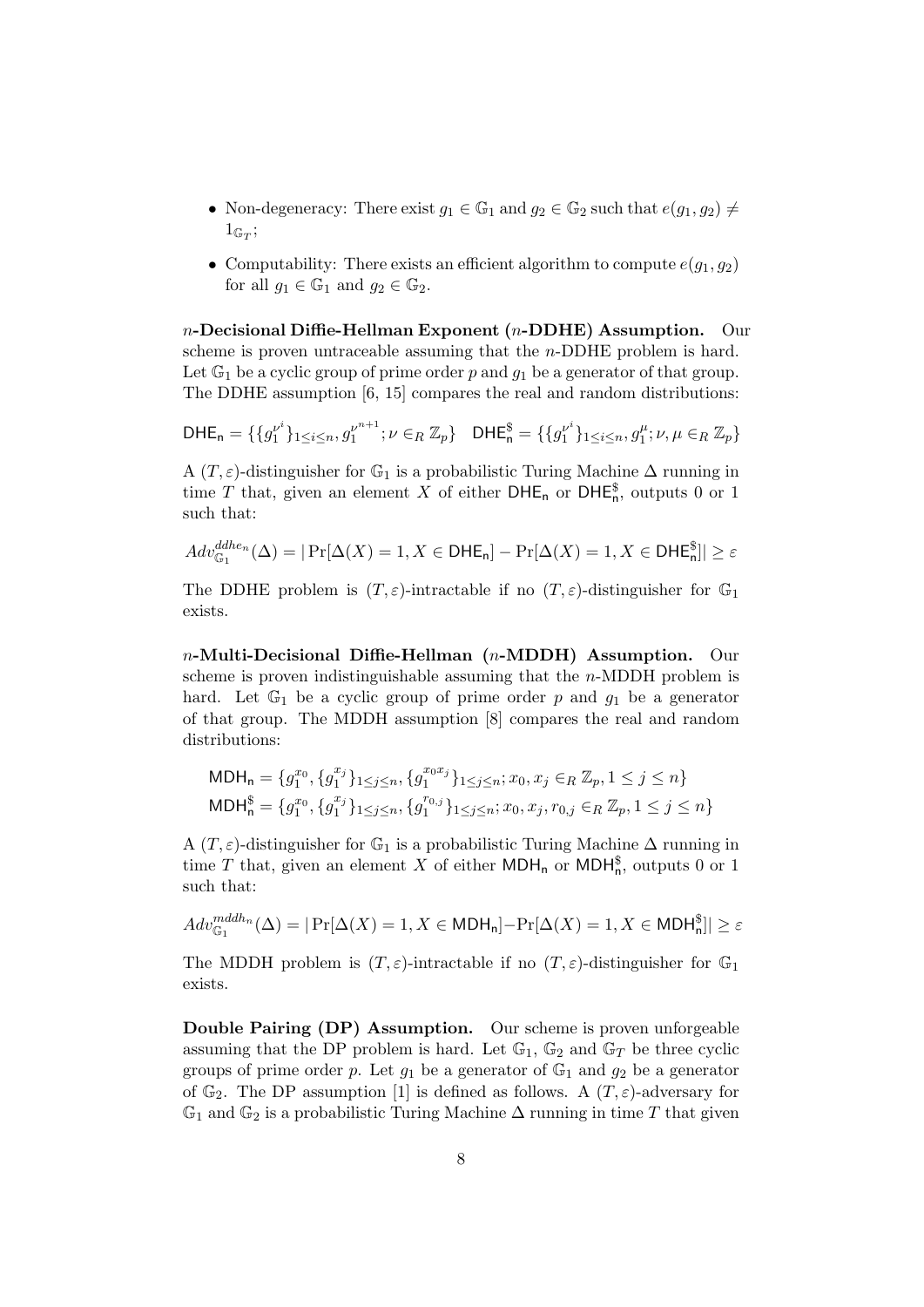- Non-degeneracy: There exist $g_1 \in \mathbb{G}_1$ and $g_2 \in \mathbb{G}_2$ such that $e(g_1, g_2) \neq 1_{\mathbb{G}_T}$;
- Computability: There exists an efficient algorithm to compute $e(g_1, g_2)$ for all $g_1 \in \mathbb{G}_1$ and $g_2 \in \mathbb{G}_2$.

**$n$-Decisional Diffie-Hellman Exponent ($n$-DDHE) Assumption.** Our scheme is proven untraceable assuming that the $n$-DDHE problem is hard. Let $\mathbb{G}_1$ be a cyclic group of prime order $p$ and $g_1$ be a generator of that group. The DDHE assumption [6, 15] compares the real and random distributions:

$$\mathsf{DHE_n} = \{\{g_1^{\nu^i}\}_{1\leq i\leq n}, g_1^{\nu^{n+1}}; \nu \in_R \mathbb{Z}_p\} \quad \mathsf{DHE_n^\$} = \{\{g_1^{\nu^i}\}_{1\leq i\leq n}, g_1^{\mu}; \nu, \mu \in_R \mathbb{Z}_p\}$$

A $(T, \varepsilon)$-distinguisher for $\mathbb{G}_1$ is a probabilistic Turing Machine $\Delta$ running in time $T$ that, given an element $X$ of either $\mathsf{DHE_n}$ or $\mathsf{DHE_n^\$}$, outputs 0 or 1 such that:

$$Adv_{\mathbb{G}_1}^{ddhe_n}(\Delta) = |\Pr[\Delta(X) = 1, X \in \mathsf{DHE_n}] - \Pr[\Delta(X) = 1, X \in \mathsf{DHE_n^\$}]| \geq \varepsilon$$

The DDHE problem is $(T, \varepsilon)$-intractable if no $(T, \varepsilon)$-distinguisher for $\mathbb{G}_1$ exists.

**$n$-Multi-Decisional Diffie-Hellman ($n$-MDDH) Assumption.** Our scheme is proven indistinguishable assuming that the $n$-MDDH problem is hard. Let $\mathbb{G}_1$ be a cyclic group of prime order $p$ and $g_1$ be a generator of that group. The MDDH assumption [8] compares the real and random distributions:

$$\mathsf{MDH_n} = \{g_1^{x_0}, \{g_1^{x_j}\}_{1\leq j\leq n}, \{g_1^{x_0 x_j}\}_{1\leq j\leq n}; x_0, x_j \in_R \mathbb{Z}_p, 1 \leq j \leq n\}$$
$$\mathsf{MDH_n^\$} = \{g_1^{x_0}, \{g_1^{x_j}\}_{1\leq j\leq n}, \{g_1^{r_{0,j}}\}_{1\leq j\leq n}; x_0, x_j, r_{0,j} \in_R \mathbb{Z}_p, 1 \leq j \leq n\}$$

A $(T, \varepsilon)$-distinguisher for $\mathbb{G}_1$ is a probabilistic Turing Machine $\Delta$ running in time $T$ that, given an element $X$ of either $\mathsf{MDH_n}$ or $\mathsf{MDH_n^\$}$, outputs 0 or 1 such that:

$$Adv_{\mathbb{G}_1}^{mddh_n}(\Delta) = |\Pr[\Delta(X) = 1, X \in \mathsf{MDH_n}] - \Pr[\Delta(X) = 1, X \in \mathsf{MDH_n^\$}]| \geq \varepsilon$$

The MDDH problem is $(T, \varepsilon)$-intractable if no $(T, \varepsilon)$-distinguisher for $\mathbb{G}_1$ exists.

**Double Pairing (DP) Assumption.** Our scheme is proven unforgeable assuming that the DP problem is hard. Let $\mathbb{G}_1$, $\mathbb{G}_2$ and $\mathbb{G}_T$ be three cyclic groups of prime order $p$. Let $g_1$ be a generator of $\mathbb{G}_1$ and $g_2$ be a generator of $\mathbb{G}_2$. The DP assumption [1] is defined as follows. A $(T, \varepsilon)$-adversary for $\mathbb{G}_1$ and $\mathbb{G}_2$ is a probabilistic Turing Machine $\Delta$ running in time $T$ that given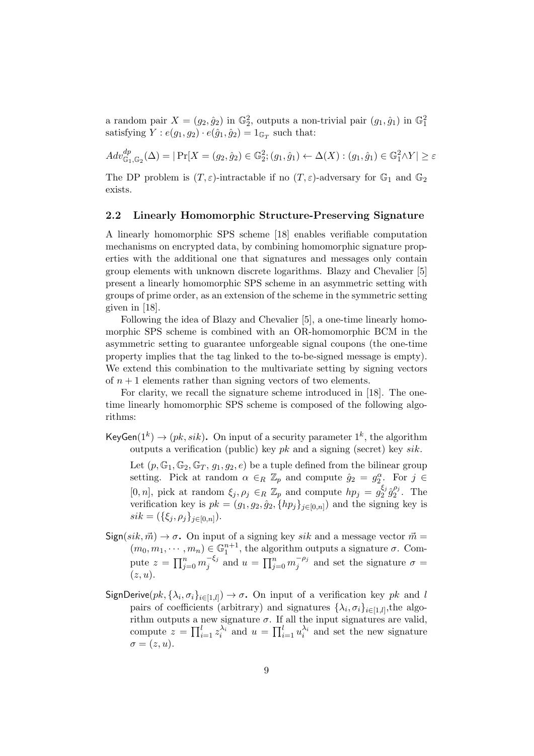a random pair $X = (g_2, \hat{g}_2)$ in $\mathbb{G}_2^2$, outputs a non-trivial pair $(g_1, \hat{g}_1)$ in $\mathbb{G}_1^2$ satisfying $Y : e(g_1, g_2) \cdot e(\hat{g}_1, \hat{g}_2) = 1_{\mathbb{G}_T}$ such that:

$$Adv^{dp}_{\mathbb{G}_1,\mathbb{G}_2}(\Delta) = |\Pr[X = (g_2, \hat{g}_2) \in \mathbb{G}_2^2; (g_1, \hat{g}_1) \leftarrow \Delta(X) : (g_1, \hat{g}_1) \in \mathbb{G}_1^2 \wedge Y| \geq \varepsilon$$

The DP problem is $(T, \varepsilon)$-intractable if no $(T, \varepsilon)$-adversary for $\mathbb{G}_1$ and $\mathbb{G}_2$ exists.

### 2.2 Linearly Homomorphic Structure-Preserving Signature

A linearly homomorphic SPS scheme [18] enables verifiable computation mechanisms on encrypted data, by combining homomorphic signature properties with the additional one that signatures and messages only contain group elements with unknown discrete logarithms. Blazy and Chevalier [5] present a linearly homomorphic SPS scheme in an asymmetric setting with groups of prime order, as an extension of the scheme in the symmetric setting given in [18].

Following the idea of Blazy and Chevalier [5], a one-time linearly homomorphic SPS scheme is combined with an OR-homomorphic BCM in the asymmetric setting to guarantee unforgeable signal coupons (the one-time property implies that the tag linked to the to-be-signed message is empty). We extend this combination to the multivariate setting by signing vectors of $n+1$ elements rather than signing vectors of two elements.

For clarity, we recall the signature scheme introduced in [18]. The one-time linearly homomorphic SPS scheme is composed of the following algorithms:

- $\mathsf{KeyGen}(1^k) \rightarrow (pk, sik)$**.** On input of a security parameter $1^k$, the algorithm outputs a verification (public) key $pk$ and a signing (secret) key $sik$.

  Let $(p, \mathbb{G}_1, \mathbb{G}_2, \mathbb{G}_T, g_1, g_2, e)$ be a tuple defined from the bilinear group setting. Pick at random $\alpha \in_R \mathbb{Z}_p$ and compute $\hat{g}_2 = g_2^{\alpha}$. For $j \in [0, n]$, pick at random $\xi_j, \rho_j \in_R \mathbb{Z}_p$ and compute $hp_j = g_2^{\xi_j} \hat{g}_2^{\rho_j}$. The verification key is $pk = (g_1, g_2, \hat{g}_2, \{hp_j\}_{j \in [0,n]})$ and the signing key is $sik = (\{\xi_j, \rho_j\}_{j \in [0,n]})$.

- $\mathsf{Sign}(sik, \vec{m}) \rightarrow \sigma$**.** On input of a signing key $sik$ and a message vector $\vec{m} = (m_0, m_1, \cdots, m_n) \in \mathbb{G}_1^{n+1}$, the algorithm outputs a signature $\sigma$. Compute $z = \prod_{j=0}^{n} m_j^{-\xi_j}$ and $u = \prod_{j=0}^{n} m_j^{-\rho_j}$ and set the signature $\sigma = (z, u)$.

- $\mathsf{SignDerive}(pk, \{\lambda_i, \sigma_i\}_{i \in [1,l]}) \rightarrow \sigma$**.** On input of a verification key $pk$ and $l$ pairs of coefficients (arbitrary) and signatures $\{\lambda_i, \sigma_i\}_{i \in [1,l]}$,the algorithm outputs a new signature $\sigma$. If all the input signatures are valid, compute $z = \prod_{i=1}^{l} z_i^{\lambda_i}$ and $u = \prod_{i=1}^{l} u_i^{\lambda_i}$ and set the new signature $\sigma = (z, u)$.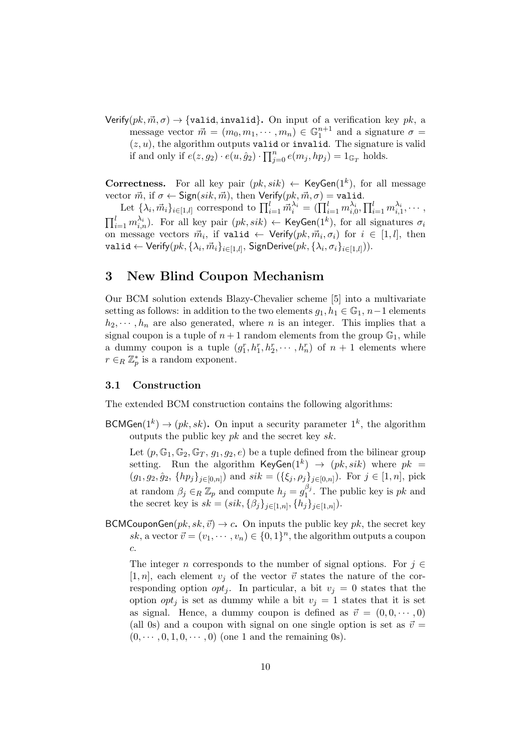$\mathsf{Verify}(pk, \vec{m}, \sigma) \rightarrow \{\texttt{valid}, \texttt{invalid}\}$**.** On input of a verification key $pk$, a message vector $\vec{m} = (m_0, m_1, \cdots, m_n) \in \mathbb{G}_1^{n+1}$ and a signature $\sigma = (z, u)$, the algorithm outputs valid or invalid. The signature is valid if and only if $e(z, g_2) \cdot e(u, \hat{g}_2) \cdot \prod_{j=0}^{n} e(m_j, hp_j) = 1_{\mathbb{G}_T}$ holds.

**Correctness.** For all key pair $(pk, sik) \leftarrow \mathsf{KeyGen}(1^k)$, for all message vector $\vec{m}$, if $\sigma \leftarrow \mathsf{Sign}(sik, \vec{m})$, then $\mathsf{Verify}(pk, \vec{m}, \sigma) = \texttt{valid}$.

Let $\{\lambda_i, \vec{m}_i\}_{i \in [1,l]}$ correspond to $\prod_{i=1}^{l} \vec{m}_i^{\lambda_i} = (\prod_{i=1}^{l} m_{i,0}^{\lambda_i}, \prod_{i=1}^{l} m_{i,1}^{\lambda_i}, \cdots, \prod_{i=1}^{l} m_{i,n}^{\lambda_i})$. For all key pair $(pk, sik) \leftarrow \mathsf{KeyGen}(1^k)$, for all signatures $\sigma_i$ on message vectors $\vec{m}_i$, if $\texttt{valid} \leftarrow \mathsf{Verify}(pk, \vec{m}_i, \sigma_i)$ for $i \in [1, l]$, then $\texttt{valid} \leftarrow \mathsf{Verify}(pk, \{\lambda_i, \vec{m}_i\}_{i \in [1,l]}, \mathsf{SignDerive}(pk, \{\lambda_i, \sigma_i\}_{i \in [1,l]}))$.

## 3 New Blind Coupon Mechanism

Our BCM solution extends Blazy-Chevalier scheme [5] into a multivariate setting as follows: in addition to the two elements $g_1, h_1 \in \mathbb{G}_1$, $n-1$ elements $h_2, \cdots, h_n$ are also generated, where $n$ is an integer. This implies that a signal coupon is a tuple of $n+1$ random elements from the group $\mathbb{G}_1$, while a dummy coupon is a tuple $(g_1^r, h_1^r, h_2^r, \cdots, h_n^r)$ of $n+1$ elements where $r \in_R \mathbb{Z}_p^*$ is a random exponent.

### 3.1 Construction

The extended BCM construction contains the following algorithms:

$\mathsf{BCMGen}(1^k) \rightarrow (pk, sk)$**.** On input a security parameter $1^k$, the algorithm outputs the public key $pk$ and the secret key $sk$.

Let $(p, \mathbb{G}_1, \mathbb{G}_2, \mathbb{G}_T, g_1, g_2, e)$ be a tuple defined from the bilinear group setting. Run the algorithm $\mathsf{KeyGen}(1^k) \rightarrow (pk, sik)$ where $pk = (g_1, g_2, \hat{g}_2, \{hp_j\}_{j \in [0,n]})$ and $sik = (\{\xi_j, \rho_j\}_{j \in [0,n]})$. For $j \in [1, n]$, pick at random $\beta_j \in_R \mathbb{Z}_p$ and compute $h_j = g_1^{\beta_j}$. The public key is $pk$ and the secret key is $sk = (sik, \{\beta_j\}_{j \in [1,n]}, \{h_j\}_{j \in [1,n]})$.

$\mathsf{BCMCouponGen}(pk, sk, \vec{v}) \rightarrow c$**.** On inputs the public key $pk$, the secret key $sk$, a vector $\vec{v} = (v_1, \cdots, v_n) \in \{0, 1\}^n$, the algorithm outputs a coupon $c$.

The integer $n$ corresponds to the number of signal options. For $j \in [1, n]$, each element $v_j$ of the vector $\vec{v}$ states the nature of the corresponding option $opt_j$. In particular, a bit $v_j = 0$ states that the option $opt_j$ is set as dummy while a bit $v_j = 1$ states that it is set as signal. Hence, a dummy coupon is defined as $\vec{v} = (0, 0, \cdots, 0)$ (all 0s) and a coupon with signal on one single option is set as $\vec{v} = (0, \cdots, 0, 1, 0, \cdots, 0)$ (one 1 and the remaining 0s).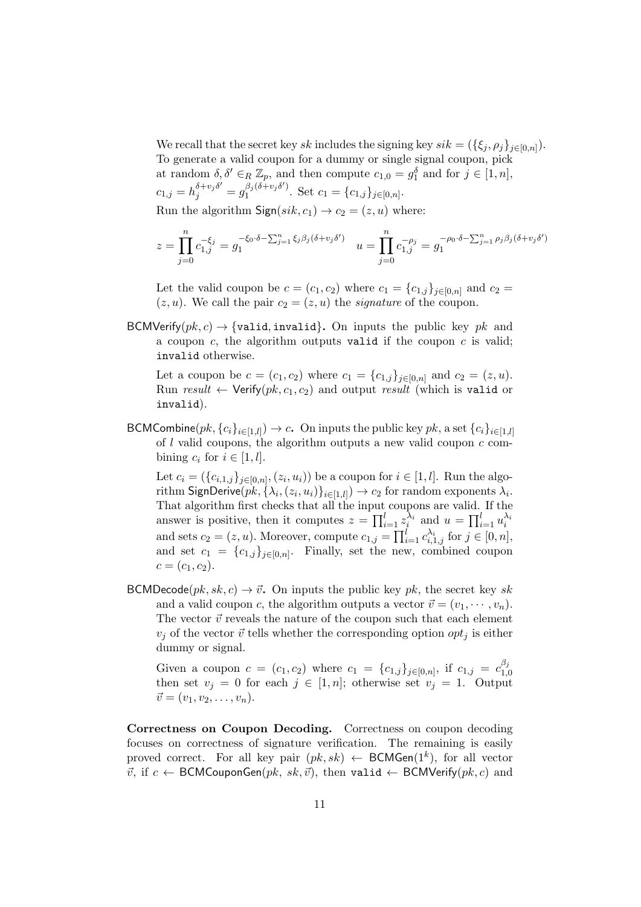We recall that the secret key $sk$ includes the signing key $sik = (\{\xi_j, \rho_j\}_{j\in[0,n]})$. To generate a valid coupon for a dummy or single signal coupon, pick at random $\delta, \delta' \in_R \mathbb{Z}_p$, and then compute $c_{1,0} = g_1^{\delta}$ and for $j \in [1, n]$, $c_{1,j} = h_j^{\delta + v_j\delta'} = g_1^{\beta_j(\delta + v_j\delta')}$. Set $c_1 = \{c_{1,j}\}_{j\in[0,n]}$.

Run the algorithm $\mathsf{Sign}(sik, c_1) \to c_2 = (z, u)$ where:

$$z = \prod_{j=0}^{n} c_{1,j}^{-\xi_j} = g_1^{-\xi_0\cdot\delta - \sum_{j=1}^{n} \xi_j\beta_j(\delta + v_j\delta')} \quad u = \prod_{j=0}^{n} c_{1,j}^{-\rho_j} = g_1^{-\rho_0\cdot\delta - \sum_{j=1}^{n} \rho_j\beta_j(\delta + v_j\delta')}$$

Let the valid coupon be $c = (c_1, c_2)$ where $c_1 = \{c_{1,j}\}_{j\in[0,n]}$ and $c_2 = (z, u)$. We call the pair $c_2 = (z, u)$ the *signature* of the coupon.

**$\mathsf{BCMVerify}(pk, c) \to \{\texttt{valid}, \texttt{invalid}\}$.** On inputs the public key $pk$ and a coupon $c$, the algorithm outputs `valid` if the coupon $c$ is valid; `invalid` otherwise.

Let a coupon be $c = (c_1, c_2)$ where $c_1 = \{c_{1,j}\}_{j\in[0,n]}$ and $c_2 = (z, u)$. Run $\mathit{result} \leftarrow \mathsf{Verify}(pk, c_1, c_2)$ and output $\mathit{result}$ (which is `valid` or `invalid`).

**$\mathsf{BCMCombine}(pk, \{c_i\}_{i\in[1,l]}) \to c$.** On inputs the public key $pk$, a set $\{c_i\}_{i\in[1,l]}$ of $l$ valid coupons, the algorithm outputs a new valid coupon $c$ combining $c_i$ for $i \in [1, l]$.

Let $c_i = (\{c_{i,1,j}\}_{j\in[0,n]}, (z_i, u_i))$ be a coupon for $i \in [1, l]$. Run the algorithm $\mathsf{SignDerive}(pk, \{\lambda_i, (z_i, u_i)\}_{i\in[1,l]}) \to c_2$ for random exponents $\lambda_i$. That algorithm first checks that all the input coupons are valid. If the answer is positive, then it computes $z = \prod_{i=1}^{l} z_i^{\lambda_i}$ and $u = \prod_{i=1}^{l} u_i^{\lambda_i}$ and sets $c_2 = (z, u)$. Moreover, compute $c_{1,j} = \prod_{i=1}^{l} c_{i,1,j}^{\lambda_i}$ for $j \in [0, n]$, and set $c_1 = \{c_{1,j}\}_{j\in[0,n]}$. Finally, set the new, combined coupon $c = (c_1, c_2)$.

**$\mathsf{BCMDecode}(pk, sk, c) \to \vec{v}$.** On inputs the public key $pk$, the secret key $sk$ and a valid coupon $c$, the algorithm outputs a vector $\vec{v} = (v_1, \cdots, v_n)$. The vector $\vec{v}$ reveals the nature of the coupon such that each element $v_j$ of the vector $\vec{v}$ tells whether the corresponding option $opt_j$ is either dummy or signal.

Given a coupon $c = (c_1, c_2)$ where $c_1 = \{c_{1,j}\}_{j\in[0,n]}$, if $c_{1,j} = c_{1,0}^{\beta_j}$ then set $v_j = 0$ for each $j \in [1, n]$; otherwise set $v_j = 1$. Output $\vec{v} = (v_1, v_2, \ldots, v_n)$.

**Correctness on Coupon Decoding.** Correctness on coupon decoding focuses on correctness of signature verification. The remaining is easily proved correct. For all key pair $(pk, sk) \leftarrow \mathsf{BCMGen}(1^k)$, for all vector $\vec{v}$, if $c \leftarrow \mathsf{BCMCouponGen}(pk,\ sk, \vec{v})$, then $\texttt{valid} \leftarrow \mathsf{BCMVerify}(pk, c)$ and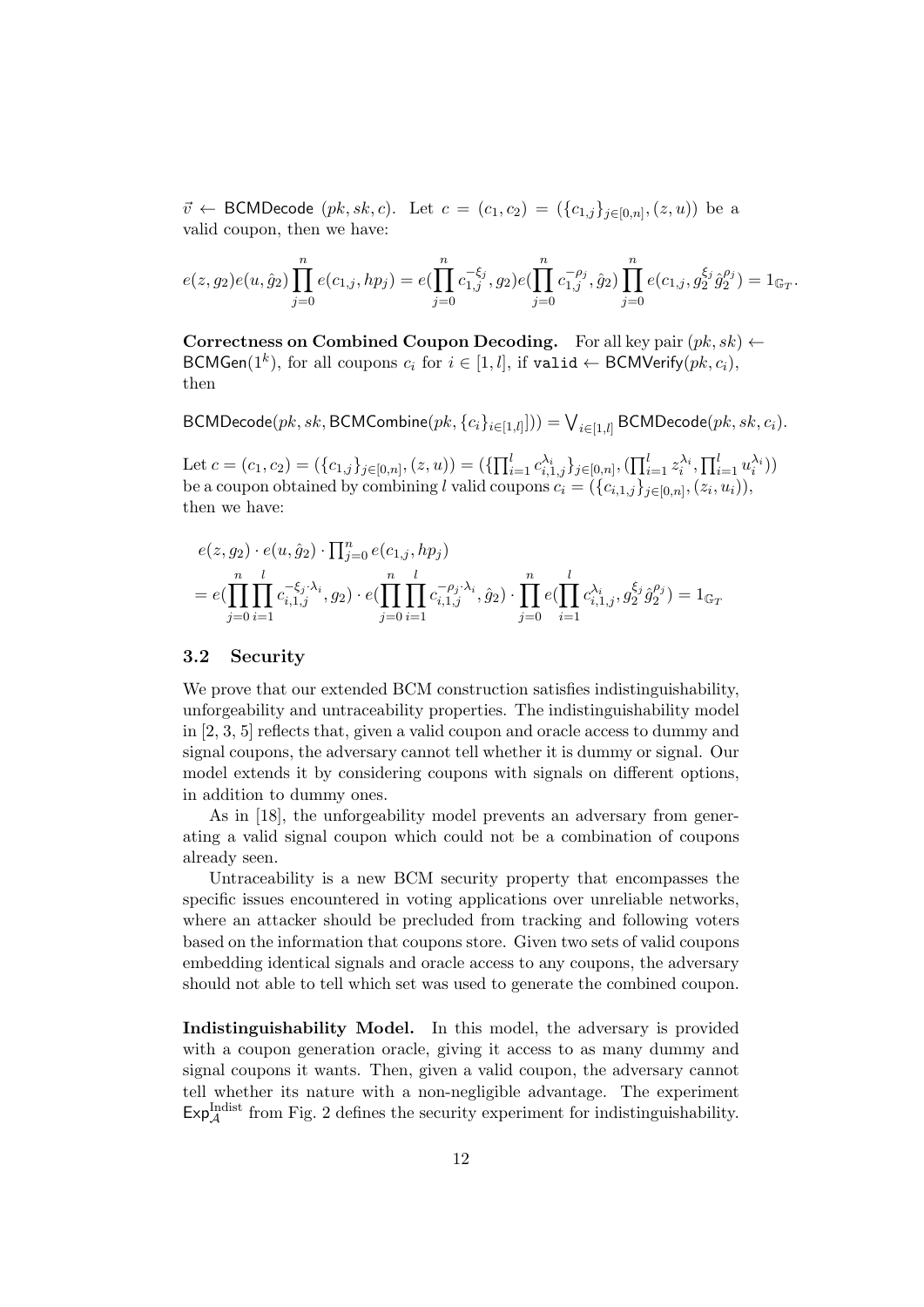$\vec{v} \leftarrow$ BCMDecode $(pk, sk, c)$. Let $c = (c_1, c_2) = (\{c_{1,j}\}_{j\in[0,n]}, (z, u))$ be a valid coupon, then we have:

$$e(z, g_2)e(u, \hat{g}_2)\prod_{j=0}^{n} e(c_{1,j}, hp_j) = e(\prod_{j=0}^{n} c_{1,j}^{-\xi_j}, g_2)e(\prod_{j=0}^{n} c_{1,j}^{-\rho_j}, \hat{g}_2)\prod_{j=0}^{n} e(c_{1,j}, g_2^{\xi_j}\hat{g}_2^{\rho_j}) = 1_{\mathbb{G}_T}.$$

**Correctness on Combined Coupon Decoding.** For all key pair $(pk, sk) \leftarrow \mathsf{BCMGen}(1^k)$, for all coupons $c_i$ for $i \in [1, l]$, if $\mathtt{valid} \leftarrow \mathsf{BCMVerify}(pk, c_i)$, then

$$\mathsf{BCMDecode}(pk, sk, \mathsf{BCMCombine}(pk, \{c_i\}_{i\in[1,l]})) = \bigvee_{i\in[1,l]} \mathsf{BCMDecode}(pk, sk, c_i).$$

Let $c = (c_1, c_2) = (\{c_{1,j}\}_{j\in[0,n]}, (z, u)) = (\{\prod_{i=1}^{l} c_{i,1,j}^{\lambda_i}\}_{j\in[0,n]}, (\prod_{i=1}^{l} z_i^{\lambda_i}, \prod_{i=1}^{l} u_i^{\lambda_i}))$ be a coupon obtained by combining $l$ valid coupons $c_i = (\{c_{i,1,j}\}_{j\in[0,n]}, (z_i, u_i))$, then we have:

$$\begin{aligned}
&e(z, g_2) \cdot e(u, \hat{g}_2) \cdot \prod_{j=0}^{n} e(c_{1,j}, hp_j) \\
&= e(\prod_{j=0}^{n}\prod_{i=1}^{l} c_{i,1,j}^{-\xi_j\cdot\lambda_i}, g_2) \cdot e(\prod_{j=0}^{n}\prod_{i=1}^{l} c_{i,1,j}^{-\rho_j\cdot\lambda_i}, \hat{g}_2) \cdot \prod_{j=0}^{n} e(\prod_{i=1}^{l} c_{i,1,j}^{\lambda_i}, g_2^{\xi_j}\hat{g}_2^{\rho_j}) = 1_{\mathbb{G}_T}
\end{aligned}$$

### 3.2 Security

We prove that our extended BCM construction satisfies indistinguishability, unforgeability and untraceability properties. The indistinguishability model in [2, 3, 5] reflects that, given a valid coupon and oracle access to dummy and signal coupons, the adversary cannot tell whether it is dummy or signal. Our model extends it by considering coupons with signals on different options, in addition to dummy ones.

As in [18], the unforgeability model prevents an adversary from generating a valid signal coupon which could not be a combination of coupons already seen.

Untraceability is a new BCM security property that encompasses the specific issues encountered in voting applications over unreliable networks, where an attacker should be precluded from tracking and following voters based on the information that coupons store. Given two sets of valid coupons embedding identical signals and oracle access to any coupons, the adversary should not able to tell which set was used to generate the combined coupon.

**Indistinguishability Model.** In this model, the adversary is provided with a coupon generation oracle, giving it access to as many dummy and signal coupons it wants. Then, given a valid coupon, the adversary cannot tell whether its nature with a non-negligible advantage. The experiment $\mathsf{Exp}_{\mathcal{A}}^{\mathrm{Indist}}$ from Fig. 2 defines the security experiment for indistinguishability.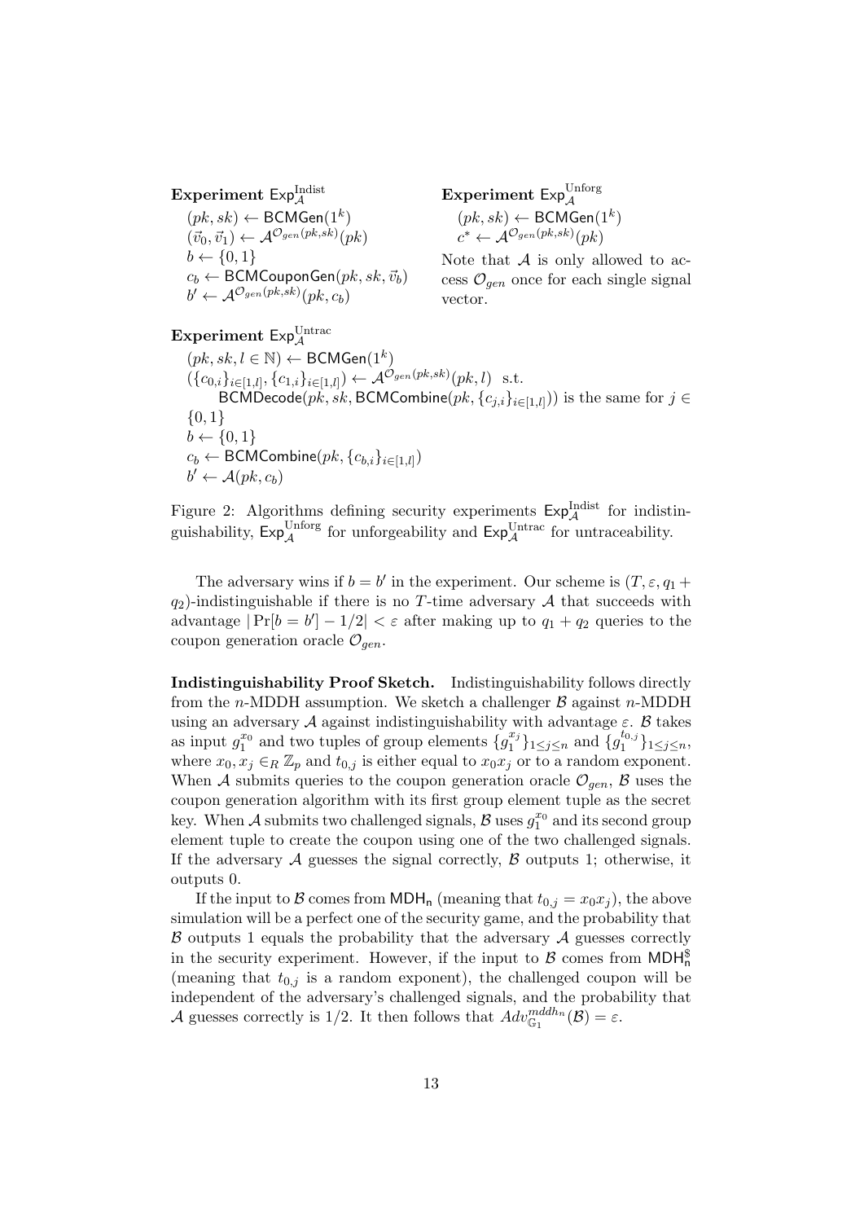**Experiment** $\mathsf{Exp}_{\mathcal{A}}^{\text{Indist}}$

$(pk, sk) \leftarrow \mathsf{BCMGen}(1^k)$
$(\vec{v}_0, \vec{v}_1) \leftarrow \mathcal{A}^{\mathcal{O}_{gen}(pk,sk)}(pk)$
$b \leftarrow \{0, 1\}$
$c_b \leftarrow \mathsf{BCMCouponGen}(pk, sk, \vec{v}_b)$
$b' \leftarrow \mathcal{A}^{\mathcal{O}_{gen}(pk,sk)}(pk, c_b)$

**Experiment** $\mathsf{Exp}_{\mathcal{A}}^{\text{Unforg}}$

$(pk, sk) \leftarrow \mathsf{BCMGen}(1^k)$
$c^* \leftarrow \mathcal{A}^{\mathcal{O}_{gen}(pk,sk)}(pk)$

Note that $\mathcal{A}$ is only allowed to access $\mathcal{O}_{gen}$ once for each single signal vector.

**Experiment** $\mathsf{Exp}_{\mathcal{A}}^{\text{Untrac}}$

$(pk, sk, l \in \mathbb{N}) \leftarrow \mathsf{BCMGen}(1^k)$
$(\{c_{0,i}\}_{i \in [1,l]}, \{c_{1,i}\}_{i \in [1,l]}) \leftarrow \mathcal{A}^{\mathcal{O}_{gen}(pk,sk)}(pk, l)$ s.t.
$\mathsf{BCMDecode}(pk, sk, \mathsf{BCMCombine}(pk, \{c_{j,i}\}_{i \in [1,l]}))$ is the same for $j \in \{0, 1\}$
$b \leftarrow \{0, 1\}$
$c_b \leftarrow \mathsf{BCMCombine}(pk, \{c_{b,i}\}_{i \in [1,l]})$
$b' \leftarrow \mathcal{A}(pk, c_b)$

Figure 2: Algorithms defining security experiments $\mathsf{Exp}_{\mathcal{A}}^{\text{Indist}}$ for indistinguishability, $\mathsf{Exp}_{\mathcal{A}}^{\text{Unforg}}$ for unforgeability and $\mathsf{Exp}_{\mathcal{A}}^{\text{Untrac}}$ for untraceability.

The adversary wins if $b = b'$ in the experiment. Our scheme is $(T, \varepsilon, q_1 + q_2)$-indistinguishable if there is no $T$-time adversary $\mathcal{A}$ that succeeds with advantage $|\Pr[b = b'] - 1/2| < \varepsilon$ after making up to $q_1 + q_2$ queries to the coupon generation oracle $\mathcal{O}_{gen}$.

**Indistinguishability Proof Sketch.** Indistinguishability follows directly from the $n$-MDDH assumption. We sketch a challenger $\mathcal{B}$ against $n$-MDDH using an adversary $\mathcal{A}$ against indistinguishability with advantage $\varepsilon$. $\mathcal{B}$ takes as input $g_1^{x_0}$ and two tuples of group elements $\{g_1^{x_j}\}_{1 \le j \le n}$ and $\{g_1^{t_{0,j}}\}_{1 \le j \le n}$, where $x_0, x_j \in_R \mathbb{Z}_p$ and $t_{0,j}$ is either equal to $x_0 x_j$ or to a random exponent. When $\mathcal{A}$ submits queries to the coupon generation oracle $\mathcal{O}_{gen}$, $\mathcal{B}$ uses the coupon generation algorithm with its first group element tuple as the secret key. When $\mathcal{A}$ submits two challenged signals, $\mathcal{B}$ uses $g_1^{x_0}$ and its second group element tuple to create the coupon using one of the two challenged signals. If the adversary $\mathcal{A}$ guesses the signal correctly, $\mathcal{B}$ outputs 1; otherwise, it outputs 0.

If the input to $\mathcal{B}$ comes from $\mathsf{MDH_n}$ (meaning that $t_{0,j} = x_0 x_j$), the above simulation will be a perfect one of the security game, and the probability that $\mathcal{B}$ outputs 1 equals the probability that the adversary $\mathcal{A}$ guesses correctly in the security experiment. However, if the input to $\mathcal{B}$ comes from $\mathsf{MDH_n^\$}$ (meaning that $t_{0,j}$ is a random exponent), the challenged coupon will be independent of the adversary's challenged signals, and the probability that $\mathcal{A}$ guesses correctly is $1/2$. It then follows that $Adv_{\mathbb{G}_1}^{mddh_n}(\mathcal{B}) = \varepsilon$.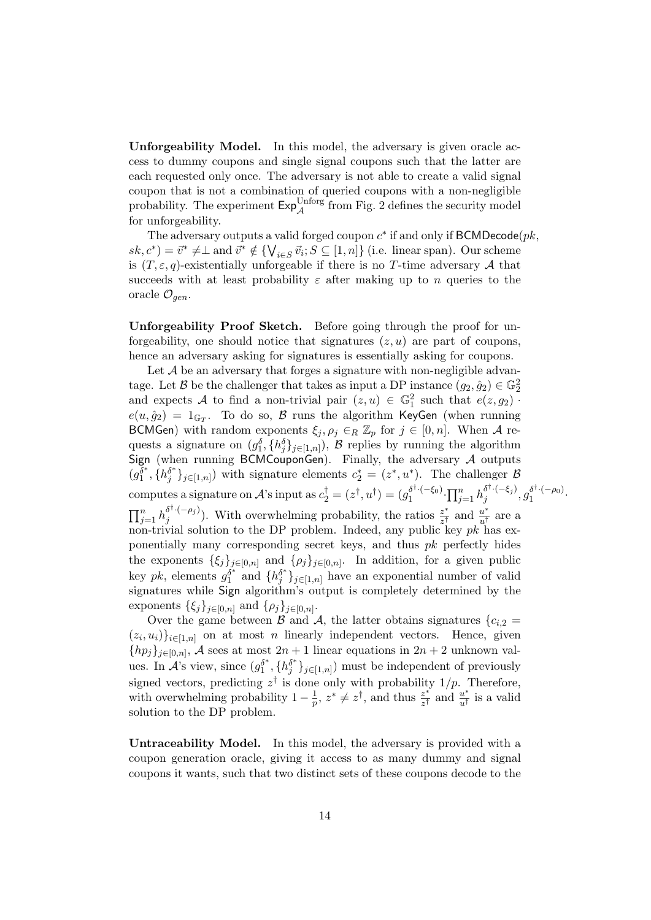**Unforgeability Model.** In this model, the adversary is given oracle access to dummy coupons and single signal coupons such that the latter are each requested only once. The adversary is not able to create a valid signal coupon that is not a combination of queried coupons with a non-negligible probability. The experiment $\mathsf{Exp}_{\mathcal{A}}^{\text{Unforg}}$ from Fig. 2 defines the security model for unforgeability.

The adversary outputs a valid forged coupon $c^*$ if and only if $\mathsf{BCMDecode}(pk, sk, c^*) = \vec{v}^* \neq \perp$ and $\vec{v}^* \notin \{\bigvee_{i \in S} \vec{v}_i; S \subseteq [1,n]\}$ (i.e. linear span). Our scheme is $(T, \varepsilon, q)$-existentially unforgeable if there is no $T$-time adversary $\mathcal{A}$ that succeeds with at least probability $\varepsilon$ after making up to $n$ queries to the oracle $\mathcal{O}_{gen}$.

**Unforgeability Proof Sketch.** Before going through the proof for unforgeability, one should notice that signatures $(z, u)$ are part of coupons, hence an adversary asking for signatures is essentially asking for coupons.

Let $\mathcal{A}$ be an adversary that forges a signature with non-negligible advantage. Let $\mathcal{B}$ be the challenger that takes as input a DP instance $(g_2, \hat{g}_2) \in \mathbb{G}_2^2$ and expects $\mathcal{A}$ to find a non-trivial pair $(z, u) \in \mathbb{G}_1^2$ such that $e(z, g_2) \cdot e(u, \hat{g}_2) = 1_{\mathbb{G}_T}$. To do so, $\mathcal{B}$ runs the algorithm $\mathsf{KeyGen}$ (when running $\mathsf{BCMGen}$) with random exponents $\xi_j, \rho_j \in_R \mathbb{Z}_p$ for $j \in [0, n]$. When $\mathcal{A}$ requests a signature on $(g_1^{\delta}, \{h_j^{\delta}\}_{j \in [1,n]})$, $\mathcal{B}$ replies by running the algorithm $\mathsf{Sign}$ (when running $\mathsf{BCMCouponGen}$). Finally, the adversary $\mathcal{A}$ outputs $(g_1^{\delta^*}, \{h_j^{\delta^*}\}_{j \in [1,n]})$ with signature elements $c_2^* = (z^*, u^*)$. The challenger $\mathcal{B}$ computes a signature on $\mathcal{A}$'s input as $c_2^{\dagger} = (z^{\dagger}, u^{\dagger}) = (g_1^{\delta^{\dagger} \cdot (-\xi_0)} \cdot \prod_{j=1}^{n} h_j^{\delta^{\dagger} \cdot (-\xi_j)}, g_1^{\delta^{\dagger} \cdot (-\rho_0)} \cdot \prod_{j=1}^{n} h_j^{\delta^{\dagger} \cdot (-\rho_j)})$. With overwhelming probability, the ratios $\frac{z^*}{z^{\dagger}}$ and $\frac{u^*}{u^{\dagger}}$ are a non-trivial solution to the DP problem. Indeed, any public key $pk$ has exponentially many corresponding secret keys, and thus $pk$ perfectly hides the exponents $\{\xi_j\}_{j \in [0,n]}$ and $\{\rho_j\}_{j \in [0,n]}$. In addition, for a given public key $pk$, elements $g_1^{\delta^*}$ and $\{h_j^{\delta^*}\}_{j \in [1,n]}$ have an exponential number of valid signatures while $\mathsf{Sign}$ algorithm's output is completely determined by the exponents $\{\xi_j\}_{j \in [0,n]}$ and $\{\rho_j\}_{j \in [0,n]}$.

Over the game between $\mathcal{B}$ and $\mathcal{A}$, the latter obtains signatures $\{c_{i,2} = (z_i, u_i)\}_{i \in [1,n]}$ on at most $n$ linearly independent vectors. Hence, given $\{hp_j\}_{j \in [0,n]}$, $\mathcal{A}$ sees at most $2n + 1$ linear equations in $2n + 2$ unknown values. In $\mathcal{A}$'s view, since $(g_1^{\delta^*}, \{h_j^{\delta^*}\}_{j \in [1,n]})$ must be independent of previously signed vectors, predicting $z^{\dagger}$ is done only with probability $1/p$. Therefore, with overwhelming probability $1 - \frac{1}{p}$, $z^* \neq z^{\dagger}$, and thus $\frac{z^*}{z^{\dagger}}$ and $\frac{u^*}{u^{\dagger}}$ is a valid solution to the DP problem.

**Untraceability Model.** In this model, the adversary is provided with a coupon generation oracle, giving it access to as many dummy and signal coupons it wants, such that two distinct sets of these coupons decode to the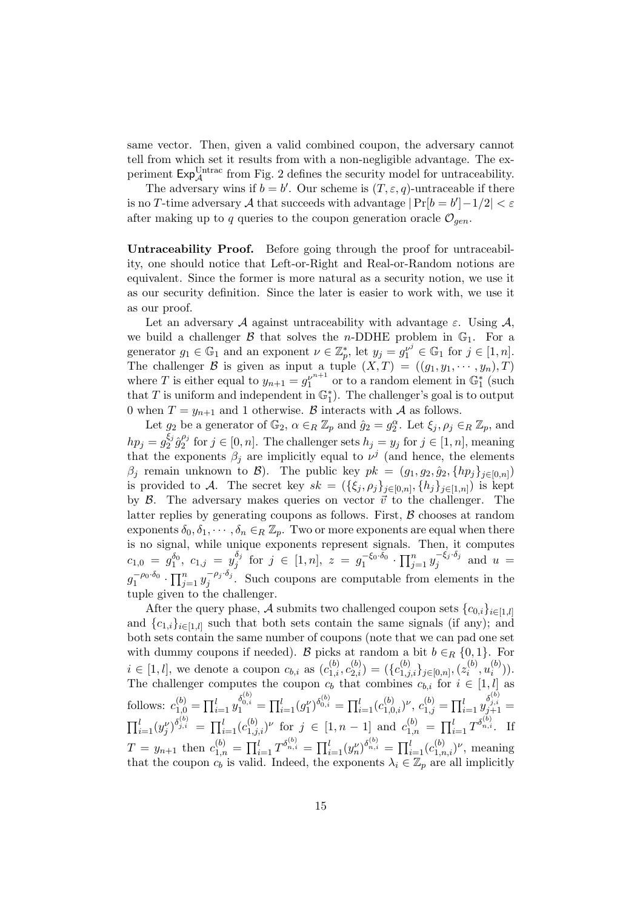same vector. Then, given a valid combined coupon, the adversary cannot tell from which set it results from with a non-negligible advantage. The experiment $\mathsf{Exp}_{\mathcal{A}}^{\mathrm{Untrac}}$ from Fig. 2 defines the security model for untraceability.

The adversary wins if $b = b'$. Our scheme is $(T, \varepsilon, q)$-untraceable if there is no $T$-time adversary $\mathcal{A}$ that succeeds with advantage $|\Pr[b = b'] - 1/2| < \varepsilon$ after making up to $q$ queries to the coupon generation oracle $\mathcal{O}_{gen}$.

**Untraceability Proof.** Before going through the proof for untraceability, one should notice that Left-or-Right and Real-or-Random notions are equivalent. Since the former is more natural as a security notion, we use it as our security definition. Since the later is easier to work with, we use it as our proof.

Let an adversary $\mathcal{A}$ against untraceability with advantage $\varepsilon$. Using $\mathcal{A}$, we build a challenger $\mathcal{B}$ that solves the $n$-DDHE problem in $\mathbb{G}_1$. For a generator $g_1 \in \mathbb{G}_1$ and an exponent $\nu \in \mathbb{Z}_p^*$, let $y_j = g_1^{\nu^j} \in \mathbb{G}_1$ for $j \in [1, n]$. The challenger $\mathcal{B}$ is given as input a tuple $(X, T) = ((g_1, y_1, \cdots, y_n), T)$ where $T$ is either equal to $y_{n+1} = g_1^{\nu^{n+1}}$ or to a random element in $\mathbb{G}_1^*$ (such that $T$ is uniform and independent in $\mathbb{G}_1^*$). The challenger's goal is to output 0 when $T = y_{n+1}$ and 1 otherwise. $\mathcal{B}$ interacts with $\mathcal{A}$ as follows.

Let $g_2$ be a generator of $\mathbb{G}_2$, $\alpha \in_R \mathbb{Z}_p$ and $\hat{g}_2 = g_2^{\alpha}$. Let $\xi_j, \rho_j \in_R \mathbb{Z}_p$, and $hp_j = g_2^{\xi_j} \hat{g}_2^{\rho_j}$ for $j \in [0, n]$. The challenger sets $h_j = y_j$ for $j \in [1, n]$, meaning that the exponents $\beta_j$ are implicitly equal to $\nu^j$ (and hence, the elements $\beta_j$ remain unknown to $\mathcal{B}$). The public key $pk = (g_1, g_2, \hat{g}_2, \{hp_j\}_{j \in [0,n]})$ is provided to $\mathcal{A}$. The secret key $sk = (\{\xi_j, \rho_j\}_{j \in [0,n]}, \{h_j\}_{j \in [1,n]})$ is kept by $\mathcal{B}$. The adversary makes queries on vector $\vec{v}$ to the challenger. The latter replies by generating coupons as follows. First, $\mathcal{B}$ chooses at random exponents $\delta_0, \delta_1, \cdots, \delta_n \in_R \mathbb{Z}_p$. Two or more exponents are equal when there is no signal, while unique exponents represent signals. Then, it computes $c_{1,0} = g_1^{\delta_0}$, $c_{1,j} = y_j^{\delta_j}$ for $j \in [1, n]$, $z = g_1^{-\xi_0 \cdot \delta_0} \cdot \prod_{j=1}^{n} y_j^{-\xi_j \cdot \delta_j}$ and $u = g_1^{-\rho_0 \cdot \delta_0} \cdot \prod_{j=1}^{n} y_j^{-\rho_j \cdot \delta_j}$. Such coupons are computable from elements in the tuple given to the challenger.

After the query phase, $\mathcal{A}$ submits two challenged coupon sets $\{c_{0,i}\}_{i \in [1,l]}$ and $\{c_{1,i}\}_{i \in [1,l]}$ such that both sets contain the same signals (if any); and both sets contain the same number of coupons (note that we can pad one set with dummy coupons if needed). $\mathcal{B}$ picks at random a bit $b \in_R \{0, 1\}$. For $i \in [1, l]$, we denote a coupon $c_{b,i}$ as $(c_{1,i}^{(b)}, c_{2,i}^{(b)}) = (\{c_{1,j,i}^{(b)}\}_{j \in [0,n]}, (z_i^{(b)}, u_i^{(b)}))$. The challenger computes the coupon $c_b$ that combines $c_{b,i}$ for $i \in [1, l]$ as follows: $c_{1,0}^{(b)} = \prod_{i=1}^{l} y_1^{\delta_{0,i}^{(b)}} = \prod_{i=1}^{l} (g_1^{\nu})^{\delta_{0,i}^{(b)}} = \prod_{i=1}^{l} (c_{1,0,i}^{(b)})^{\nu}$, $c_{1,j}^{(b)} = \prod_{i=1}^{l} y_{j+1}^{\delta_{j,i}^{(b)}} = \prod_{i=1}^{l} (y_j^{\nu})^{\delta_{j,i}^{(b)}} = \prod_{i=1}^{l} (c_{1,j,i}^{(b)})^{\nu}$ for $j \in [1, n-1]$ and $c_{1,n}^{(b)} = \prod_{i=1}^{l} T^{\delta_{n,i}^{(b)}}$. If $T = y_{n+1}$ then $c_{1,n}^{(b)} = \prod_{i=1}^{l} T^{\delta_{n,i}^{(b)}} = \prod_{i=1}^{l} (y_n^{\nu})^{\delta_{n,i}^{(b)}} = \prod_{i=1}^{l} (c_{1,n,i}^{(b)})^{\nu}$, meaning that the coupon $c_b$ is valid. Indeed, the exponents $\lambda_i \in \mathbb{Z}_p$ are all implicitly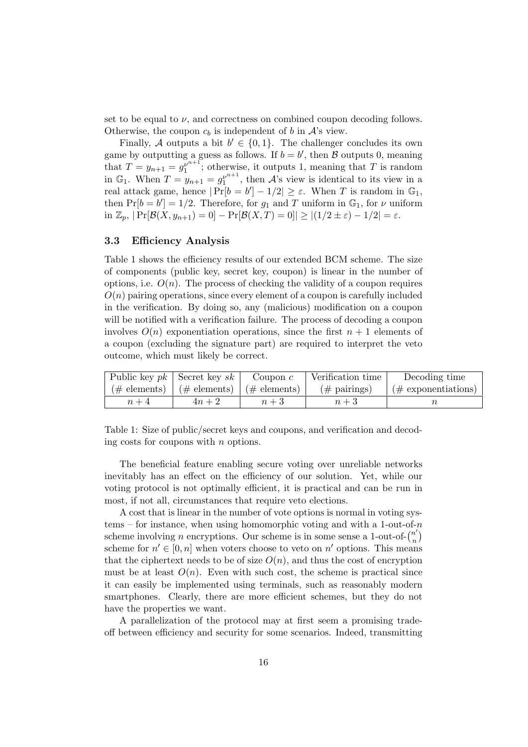set to be equal to $\nu$, and correctness on combined coupon decoding follows. Otherwise, the coupon $c_b$ is independent of $b$ in $\mathcal{A}$'s view.

Finally, $\mathcal{A}$ outputs a bit $b' \in \{0, 1\}$. The challenger concludes its own game by outputting a guess as follows. If $b = b'$, then $\mathcal{B}$ outputs 0, meaning that $T = y_{n+1} = g_1^{\nu^{n+1}}$; otherwise, it outputs 1, meaning that $T$ is random in $\mathbb{G}_1$. When $T = y_{n+1} = g_1^{\nu^{n+1}}$, then $\mathcal{A}$'s view is identical to its view in a real attack game, hence $|\Pr[b = b'] - 1/2| \geq \varepsilon$. When $T$ is random in $\mathbb{G}_1$, then $\Pr[b = b'] = 1/2$. Therefore, for $g_1$ and $T$ uniform in $\mathbb{G}_1$, for $\nu$ uniform in $\mathbb{Z}_p$, $|\Pr[\mathcal{B}(X, y_{n+1}) = 0] - \Pr[\mathcal{B}(X, T) = 0]| \geq |(1/2 \pm \varepsilon) - 1/2| = \varepsilon$.

### 3.3 Efficiency Analysis

Table 1 shows the efficiency results of our extended BCM scheme. The size of components (public key, secret key, coupon) is linear in the number of options, i.e. $O(n)$. The process of checking the validity of a coupon requires $O(n)$ pairing operations, since every element of a coupon is carefully included in the verification. By doing so, any (malicious) modification on a coupon will be notified with a verification failure. The process of decoding a coupon involves $O(n)$ exponentiation operations, since the first $n + 1$ elements of a coupon (excluding the signature part) are required to interpret the veto outcome, which must likely be correct.

| Public key $pk$ (# elements) | Secret key $sk$ (# elements) | Coupon $c$ (# elements) | Verification time (# pairings) | Decoding time (# exponentiations) |
|---|---|---|---|---|
| $n + 4$ | $4n + 2$ | $n + 3$ | $n + 3$ | $n$ |

Table 1: Size of public/secret keys and coupons, and verification and decoding costs for coupons with $n$ options.

The beneficial feature enabling secure voting over unreliable networks inevitably has an effect on the efficiency of our solution. Yet, while our voting protocol is not optimally efficient, it is practical and can be run in most, if not all, circumstances that require veto elections.

A cost that is linear in the number of vote options is normal in voting systems – for instance, when using homomorphic voting and with a 1-out-of-$n$ scheme involving $n$ encryptions. Our scheme is in some sense a 1-out-of-$\binom{n'}{n}$ scheme for $n' \in [0, n]$ when voters choose to veto on $n'$ options. This means that the ciphertext needs to be of size $O(n)$, and thus the cost of encryption must be at least $O(n)$. Even with such cost, the scheme is practical since it can easily be implemented using terminals, such as reasonably modern smartphones. Clearly, there are more efficient schemes, but they do not have the properties we want.

A parallelization of the protocol may at first seem a promising tradeoff between efficiency and security for some scenarios. Indeed, transmitting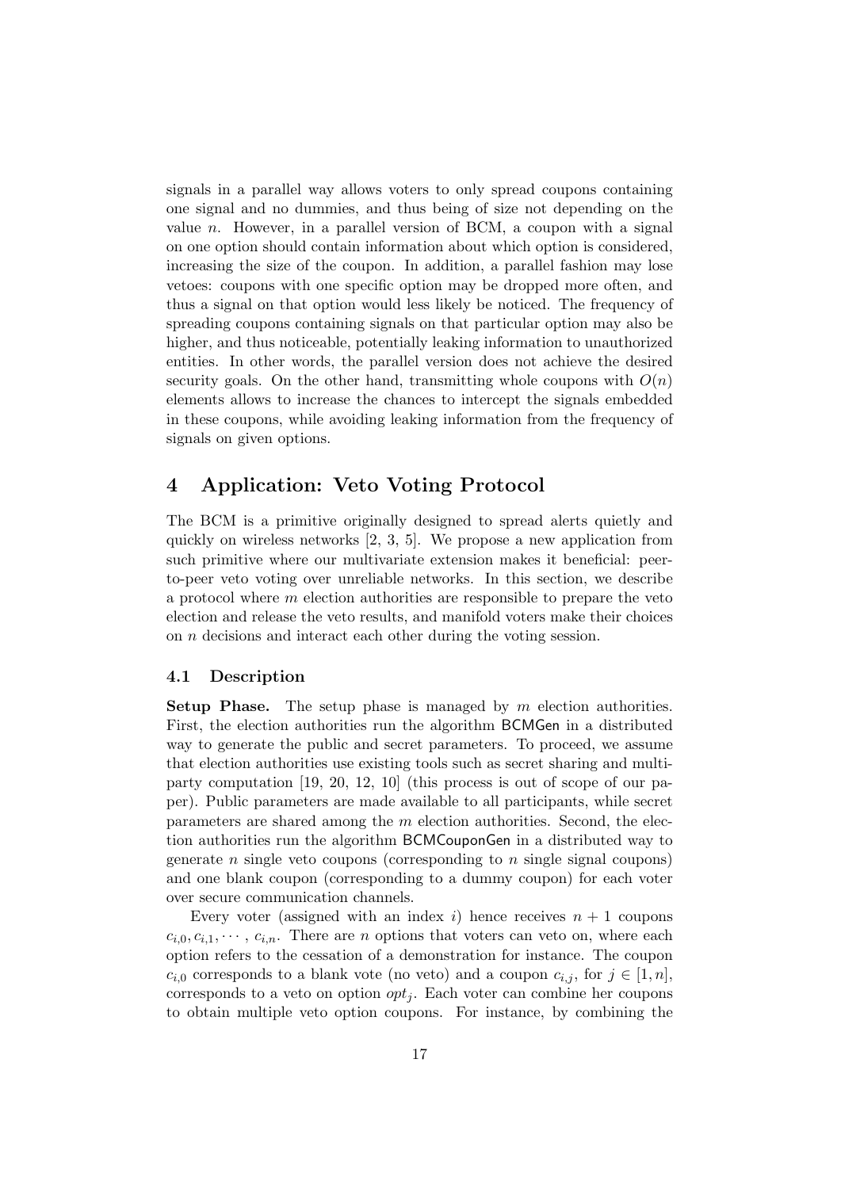signals in a parallel way allows voters to only spread coupons containing one signal and no dummies, and thus being of size not depending on the value $n$. However, in a parallel version of BCM, a coupon with a signal on one option should contain information about which option is considered, increasing the size of the coupon. In addition, a parallel fashion may lose vetoes: coupons with one specific option may be dropped more often, and thus a signal on that option would less likely be noticed. The frequency of spreading coupons containing signals on that particular option may also be higher, and thus noticeable, potentially leaking information to unauthorized entities. In other words, the parallel version does not achieve the desired security goals. On the other hand, transmitting whole coupons with $O(n)$ elements allows to increase the chances to intercept the signals embedded in these coupons, while avoiding leaking information from the frequency of signals on given options.

# 4 Application: Veto Voting Protocol

The BCM is a primitive originally designed to spread alerts quietly and quickly on wireless networks [2, 3, 5]. We propose a new application from such primitive where our multivariate extension makes it beneficial: peer-to-peer veto voting over unreliable networks. In this section, we describe a protocol where $m$ election authorities are responsible to prepare the veto election and release the veto results, and manifold voters make their choices on $n$ decisions and interact each other during the voting session.

## 4.1 Description

**Setup Phase.** The setup phase is managed by $m$ election authorities. First, the election authorities run the algorithm BCMGen in a distributed way to generate the public and secret parameters. To proceed, we assume that election authorities use existing tools such as secret sharing and multi-party computation [19, 20, 12, 10] (this process is out of scope of our paper). Public parameters are made available to all participants, while secret parameters are shared among the $m$ election authorities. Second, the election authorities run the algorithm BCMCouponGen in a distributed way to generate $n$ single veto coupons (corresponding to $n$ single signal coupons) and one blank coupon (corresponding to a dummy coupon) for each voter over secure communication channels.

Every voter (assigned with an index $i$) hence receives $n+1$ coupons $c_{i,0}, c_{i,1}, \cdots, c_{i,n}$. There are $n$ options that voters can veto on, where each option refers to the cessation of a demonstration for instance. The coupon $c_{i,0}$ corresponds to a blank vote (no veto) and a coupon $c_{i,j}$, for $j \in [1, n]$, corresponds to a veto on option $opt_j$. Each voter can combine her coupons to obtain multiple veto option coupons. For instance, by combining the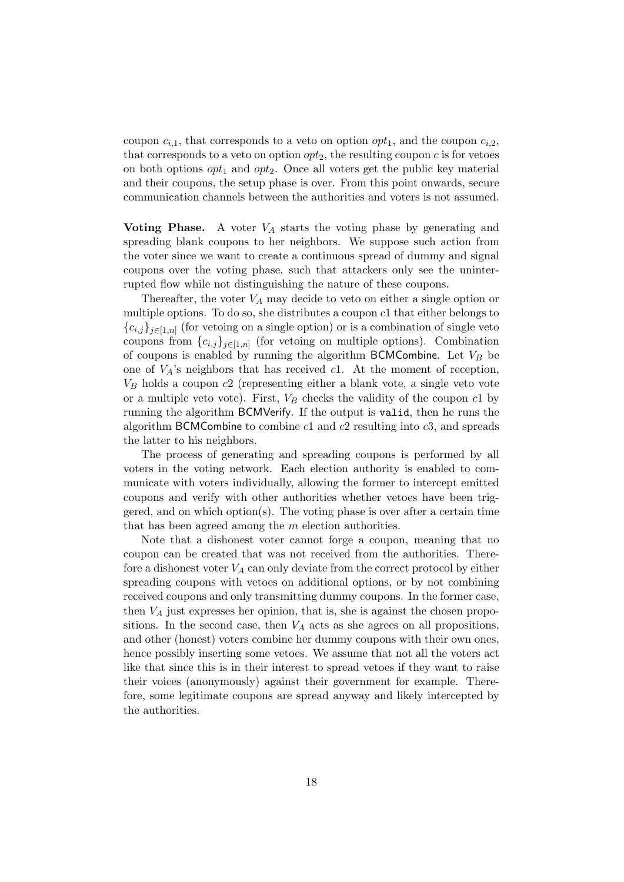coupon $c_{i,1}$, that corresponds to a veto on option $opt_1$, and the coupon $c_{i,2}$, that corresponds to a veto on option $opt_2$, the resulting coupon $c$ is for vetoes on both options $opt_1$ and $opt_2$. Once all voters get the public key material and their coupons, the setup phase is over. From this point onwards, secure communication channels between the authorities and voters is not assumed.

**Voting Phase.** A voter $V_A$ starts the voting phase by generating and spreading blank coupons to her neighbors. We suppose such action from the voter since we want to create a continuous spread of dummy and signal coupons over the voting phase, such that attackers only see the uninterrupted flow while not distinguishing the nature of these coupons.

Thereafter, the voter $V_A$ may decide to veto on either a single option or multiple options. To do so, she distributes a coupon $c1$ that either belongs to $\{c_{i,j}\}_{j\in[1,n]}$ (for vetoing on a single option) or is a combination of single veto coupons from $\{c_{i,j}\}_{j\in[1,n]}$ (for vetoing on multiple options). Combination of coupons is enabled by running the algorithm BCMCombine. Let $V_B$ be one of $V_A$'s neighbors that has received $c1$. At the moment of reception, $V_B$ holds a coupon $c2$ (representing either a blank vote, a single veto vote or a multiple veto vote). First, $V_B$ checks the validity of the coupon $c1$ by running the algorithm BCMVerify. If the output is `valid`, then he runs the algorithm BCMCombine to combine $c1$ and $c2$ resulting into $c3$, and spreads the latter to his neighbors.

The process of generating and spreading coupons is performed by all voters in the voting network. Each election authority is enabled to communicate with voters individually, allowing the former to intercept emitted coupons and verify with other authorities whether vetoes have been triggered, and on which option(s). The voting phase is over after a certain time that has been agreed among the $m$ election authorities.

Note that a dishonest voter cannot forge a coupon, meaning that no coupon can be created that was not received from the authorities. Therefore a dishonest voter $V_A$ can only deviate from the correct protocol by either spreading coupons with vetoes on additional options, or by not combining received coupons and only transmitting dummy coupons. In the former case, then $V_A$ just expresses her opinion, that is, she is against the chosen propositions. In the second case, then $V_A$ acts as she agrees on all propositions, and other (honest) voters combine her dummy coupons with their own ones, hence possibly inserting some vetoes. We assume that not all the voters act like that since this is in their interest to spread vetoes if they want to raise their voices (anonymously) against their government for example. Therefore, some legitimate coupons are spread anyway and likely intercepted by the authorities.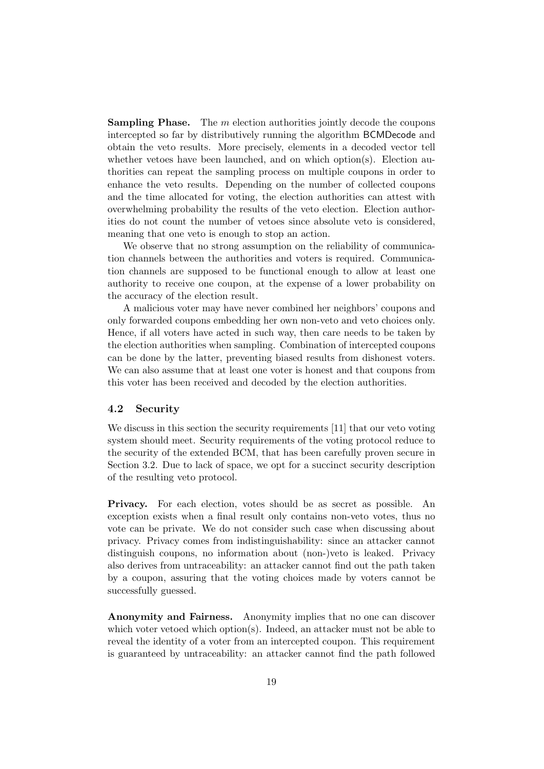**Sampling Phase.** The $m$ election authorities jointly decode the coupons intercepted so far by distributively running the algorithm BCMDecode and obtain the veto results. More precisely, elements in a decoded vector tell whether vetoes have been launched, and on which option(s). Election authorities can repeat the sampling process on multiple coupons in order to enhance the veto results. Depending on the number of collected coupons and the time allocated for voting, the election authorities can attest with overwhelming probability the results of the veto election. Election authorities do not count the number of vetoes since absolute veto is considered, meaning that one veto is enough to stop an action.

We observe that no strong assumption on the reliability of communication channels between the authorities and voters is required. Communication channels are supposed to be functional enough to allow at least one authority to receive one coupon, at the expense of a lower probability on the accuracy of the election result.

A malicious voter may have never combined her neighbors' coupons and only forwarded coupons embedding her own non-veto and veto choices only. Hence, if all voters have acted in such way, then care needs to be taken by the election authorities when sampling. Combination of intercepted coupons can be done by the latter, preventing biased results from dishonest voters. We can also assume that at least one voter is honest and that coupons from this voter has been received and decoded by the election authorities.

### 4.2 Security

We discuss in this section the security requirements [11] that our veto voting system should meet. Security requirements of the voting protocol reduce to the security of the extended BCM, that has been carefully proven secure in Section 3.2. Due to lack of space, we opt for a succinct security description of the resulting veto protocol.

**Privacy.** For each election, votes should be as secret as possible. An exception exists when a final result only contains non-veto votes, thus no vote can be private. We do not consider such case when discussing about privacy. Privacy comes from indistinguishability: since an attacker cannot distinguish coupons, no information about (non-)veto is leaked. Privacy also derives from untraceability: an attacker cannot find out the path taken by a coupon, assuring that the voting choices made by voters cannot be successfully guessed.

**Anonymity and Fairness.** Anonymity implies that no one can discover which voter vetoed which option(s). Indeed, an attacker must not be able to reveal the identity of a voter from an intercepted coupon. This requirement is guaranteed by untraceability: an attacker cannot find the path followed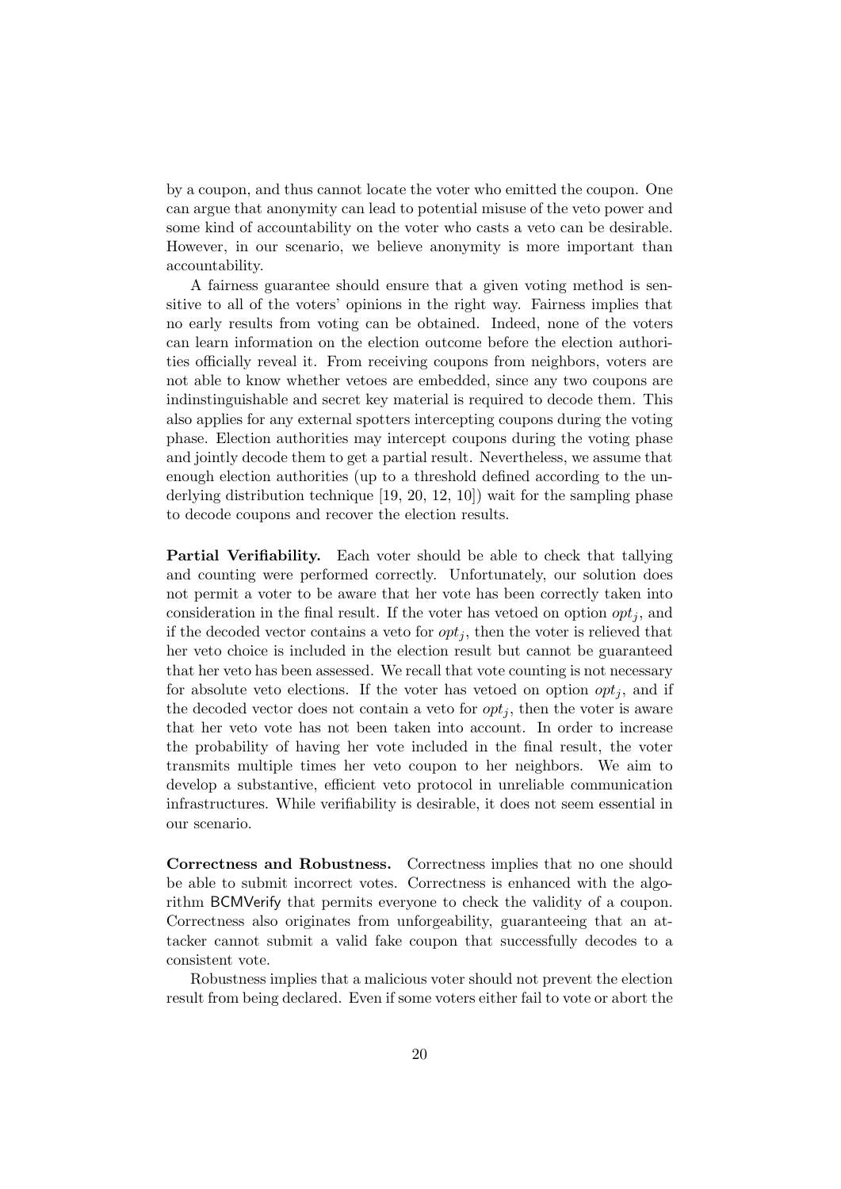by a coupon, and thus cannot locate the voter who emitted the coupon. One can argue that anonymity can lead to potential misuse of the veto power and some kind of accountability on the voter who casts a veto can be desirable. However, in our scenario, we believe anonymity is more important than accountability.

A fairness guarantee should ensure that a given voting method is sensitive to all of the voters' opinions in the right way. Fairness implies that no early results from voting can be obtained. Indeed, none of the voters can learn information on the election outcome before the election authorities officially reveal it. From receiving coupons from neighbors, voters are not able to know whether vetoes are embedded, since any two coupons are indinstinguishable and secret key material is required to decode them. This also applies for any external spotters intercepting coupons during the voting phase. Election authorities may intercept coupons during the voting phase and jointly decode them to get a partial result. Nevertheless, we assume that enough election authorities (up to a threshold defined according to the underlying distribution technique [19, 20, 12, 10]) wait for the sampling phase to decode coupons and recover the election results.

**Partial Verifiability.** Each voter should be able to check that tallying and counting were performed correctly. Unfortunately, our solution does not permit a voter to be aware that her vote has been correctly taken into consideration in the final result. If the voter has vetoed on option $opt_j$, and if the decoded vector contains a veto for $opt_j$, then the voter is relieved that her veto choice is included in the election result but cannot be guaranteed that her veto has been assessed. We recall that vote counting is not necessary for absolute veto elections. If the voter has vetoed on option $opt_j$, and if the decoded vector does not contain a veto for $opt_j$, then the voter is aware that her veto vote has not been taken into account. In order to increase the probability of having her vote included in the final result, the voter transmits multiple times her veto coupon to her neighbors. We aim to develop a substantive, efficient veto protocol in unreliable communication infrastructures. While verifiability is desirable, it does not seem essential in our scenario.

**Correctness and Robustness.** Correctness implies that no one should be able to submit incorrect votes. Correctness is enhanced with the algorithm BCMVerify that permits everyone to check the validity of a coupon. Correctness also originates from unforgeability, guaranteeing that an attacker cannot submit a valid fake coupon that successfully decodes to a consistent vote.

Robustness implies that a malicious voter should not prevent the election result from being declared. Even if some voters either fail to vote or abort the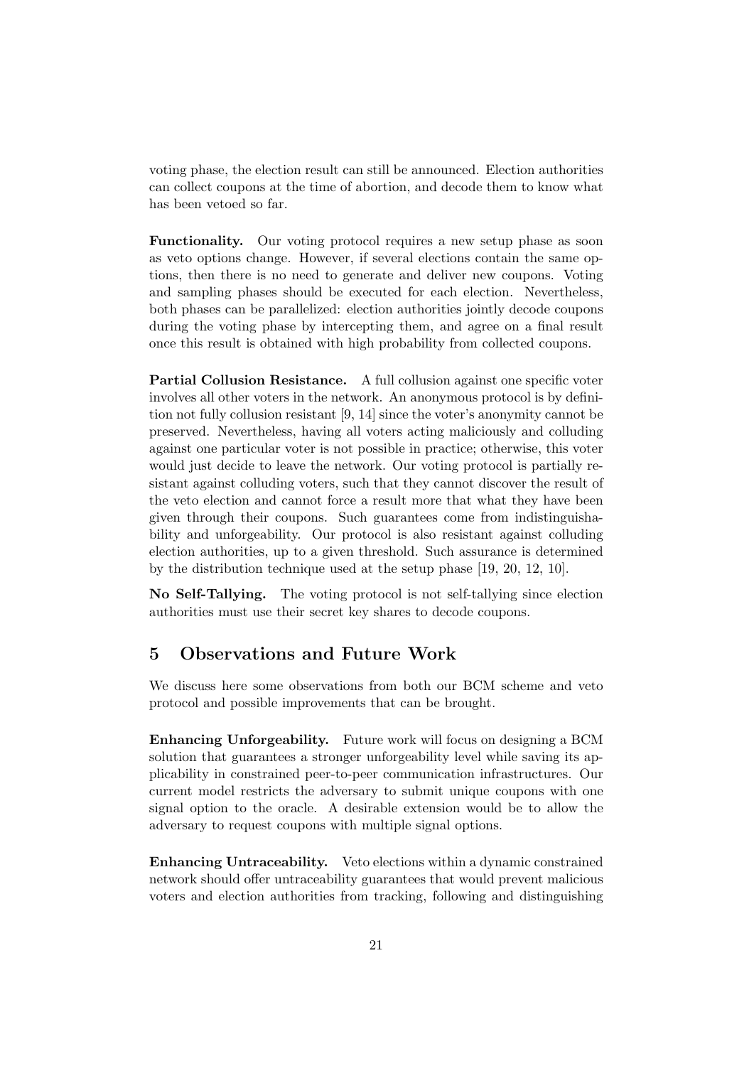voting phase, the election result can still be announced. Election authorities can collect coupons at the time of abortion, and decode them to know what has been vetoed so far.

**Functionality.** Our voting protocol requires a new setup phase as soon as veto options change. However, if several elections contain the same options, then there is no need to generate and deliver new coupons. Voting and sampling phases should be executed for each election. Nevertheless, both phases can be parallelized: election authorities jointly decode coupons during the voting phase by intercepting them, and agree on a final result once this result is obtained with high probability from collected coupons.

**Partial Collusion Resistance.** A full collusion against one specific voter involves all other voters in the network. An anonymous protocol is by definition not fully collusion resistant [9, 14] since the voter's anonymity cannot be preserved. Nevertheless, having all voters acting maliciously and colluding against one particular voter is not possible in practice; otherwise, this voter would just decide to leave the network. Our voting protocol is partially resistant against colluding voters, such that they cannot discover the result of the veto election and cannot force a result more that what they have been given through their coupons. Such guarantees come from indistinguishability and unforgeability. Our protocol is also resistant against colluding election authorities, up to a given threshold. Such assurance is determined by the distribution technique used at the setup phase [19, 20, 12, 10].

**No Self-Tallying.** The voting protocol is not self-tallying since election authorities must use their secret key shares to decode coupons.

## 5 Observations and Future Work

We discuss here some observations from both our BCM scheme and veto protocol and possible improvements that can be brought.

**Enhancing Unforgeability.** Future work will focus on designing a BCM solution that guarantees a stronger unforgeability level while saving its applicability in constrained peer-to-peer communication infrastructures. Our current model restricts the adversary to submit unique coupons with one signal option to the oracle. A desirable extension would be to allow the adversary to request coupons with multiple signal options.

**Enhancing Untraceability.** Veto elections within a dynamic constrained network should offer untraceability guarantees that would prevent malicious voters and election authorities from tracking, following and distinguishing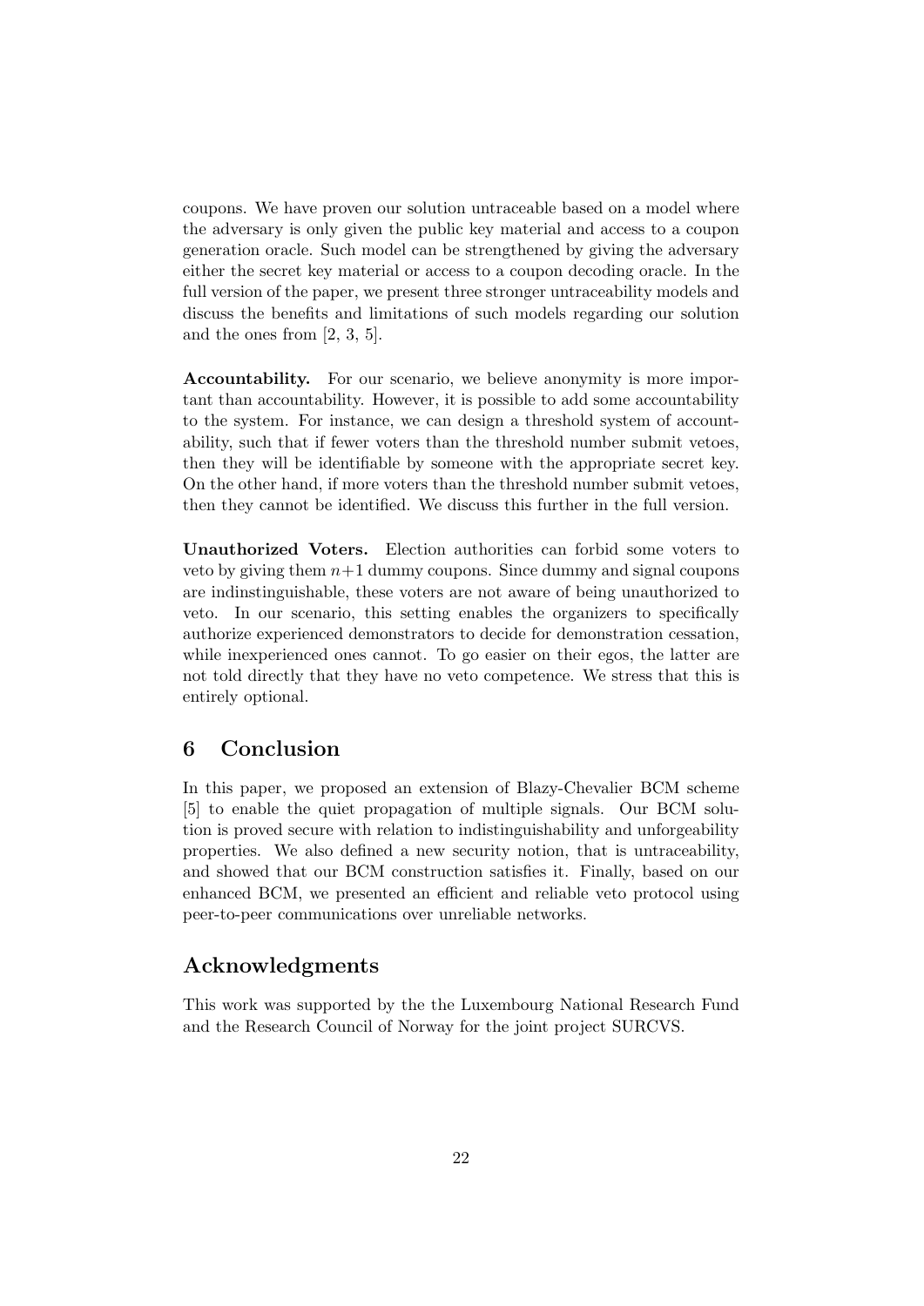coupons. We have proven our solution untraceable based on a model where the adversary is only given the public key material and access to a coupon generation oracle. Such model can be strengthened by giving the adversary either the secret key material or access to a coupon decoding oracle. In the full version of the paper, we present three stronger untraceability models and discuss the benefits and limitations of such models regarding our solution and the ones from [2, 3, 5].

**Accountability.** For our scenario, we believe anonymity is more important than accountability. However, it is possible to add some accountability to the system. For instance, we can design a threshold system of accountability, such that if fewer voters than the threshold number submit vetoes, then they will be identifiable by someone with the appropriate secret key. On the other hand, if more voters than the threshold number submit vetoes, then they cannot be identified. We discuss this further in the full version.

**Unauthorized Voters.** Election authorities can forbid some voters to veto by giving them $n+1$ dummy coupons. Since dummy and signal coupons are indinstinguishable, these voters are not aware of being unauthorized to veto. In our scenario, this setting enables the organizers to specifically authorize experienced demonstrators to decide for demonstration cessation, while inexperienced ones cannot. To go easier on their egos, the latter are not told directly that they have no veto competence. We stress that this is entirely optional.

## 6 Conclusion

In this paper, we proposed an extension of Blazy-Chevalier BCM scheme [5] to enable the quiet propagation of multiple signals. Our BCM solution is proved secure with relation to indistinguishability and unforgeability properties. We also defined a new security notion, that is untraceability, and showed that our BCM construction satisfies it. Finally, based on our enhanced BCM, we presented an efficient and reliable veto protocol using peer-to-peer communications over unreliable networks.

## Acknowledgments

This work was supported by the the Luxembourg National Research Fund and the Research Council of Norway for the joint project SURCVS.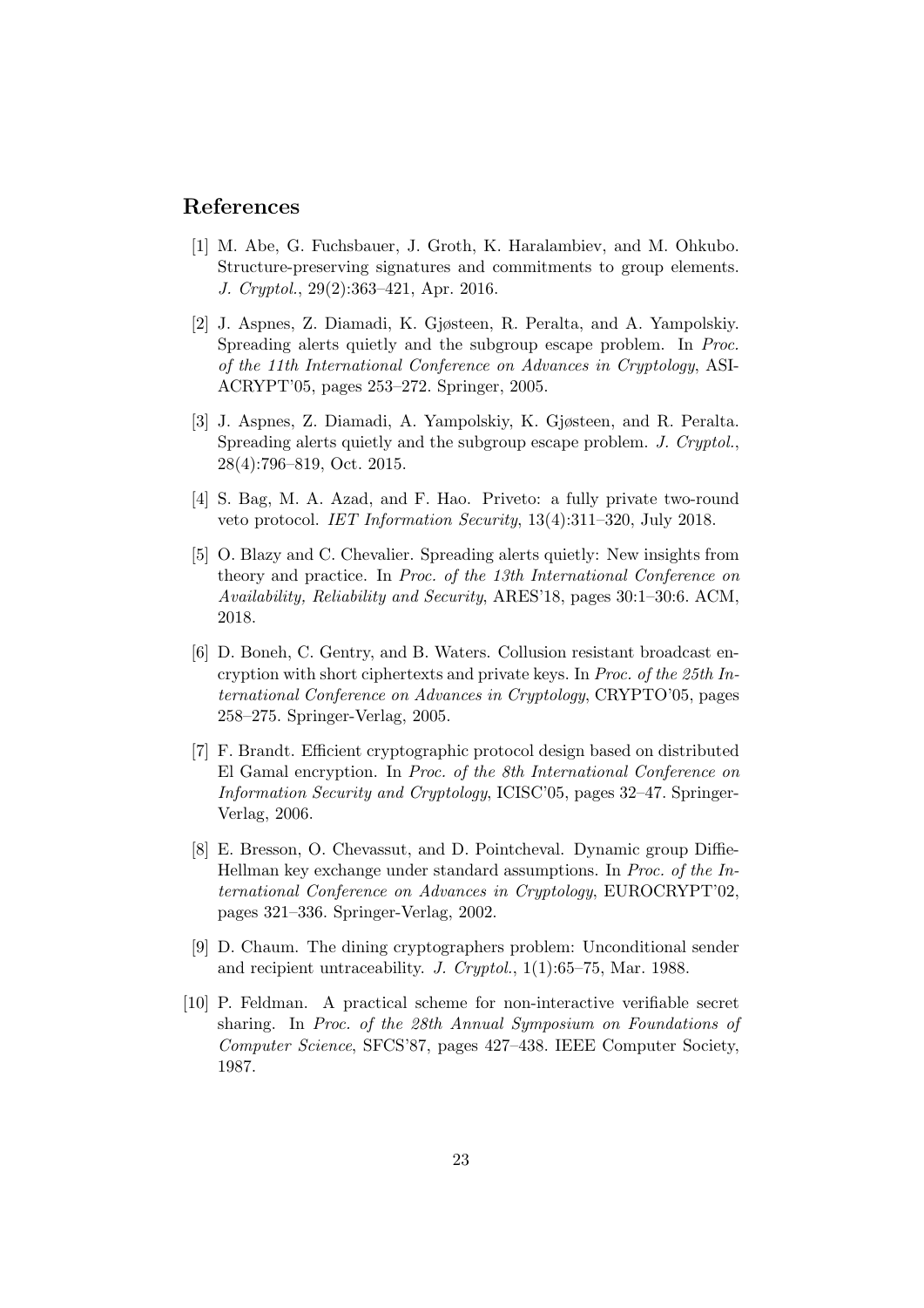## References

[1] M. Abe, G. Fuchsbauer, J. Groth, K. Haralambiev, and M. Ohkubo. Structure-preserving signatures and commitments to group elements. *J. Cryptol.*, 29(2):363–421, Apr. 2016.

[2] J. Aspnes, Z. Diamadi, K. Gjøsteen, R. Peralta, and A. Yampolskiy. Spreading alerts quietly and the subgroup escape problem. In *Proc. of the 11th International Conference on Advances in Cryptology*, ASIACRYPT'05, pages 253–272. Springer, 2005.

[3] J. Aspnes, Z. Diamadi, A. Yampolskiy, K. Gjøsteen, and R. Peralta. Spreading alerts quietly and the subgroup escape problem. *J. Cryptol.*, 28(4):796–819, Oct. 2015.

[4] S. Bag, M. A. Azad, and F. Hao. Priveto: a fully private two-round veto protocol. *IET Information Security*, 13(4):311–320, July 2018.

[5] O. Blazy and C. Chevalier. Spreading alerts quietly: New insights from theory and practice. In *Proc. of the 13th International Conference on Availability, Reliability and Security*, ARES'18, pages 30:1–30:6. ACM, 2018.

[6] D. Boneh, C. Gentry, and B. Waters. Collusion resistant broadcast encryption with short ciphertexts and private keys. In *Proc. of the 25th International Conference on Advances in Cryptology*, CRYPTO'05, pages 258–275. Springer-Verlag, 2005.

[7] F. Brandt. Efficient cryptographic protocol design based on distributed El Gamal encryption. In *Proc. of the 8th International Conference on Information Security and Cryptology*, ICISC'05, pages 32–47. Springer-Verlag, 2006.

[8] E. Bresson, O. Chevassut, and D. Pointcheval. Dynamic group Diffie-Hellman key exchange under standard assumptions. In *Proc. of the International Conference on Advances in Cryptology*, EUROCRYPT'02, pages 321–336. Springer-Verlag, 2002.

[9] D. Chaum. The dining cryptographers problem: Unconditional sender and recipient untraceability. *J. Cryptol.*, 1(1):65–75, Mar. 1988.

[10] P. Feldman. A practical scheme for non-interactive verifiable secret sharing. In *Proc. of the 28th Annual Symposium on Foundations of Computer Science*, SFCS'87, pages 427–438. IEEE Computer Society, 1987.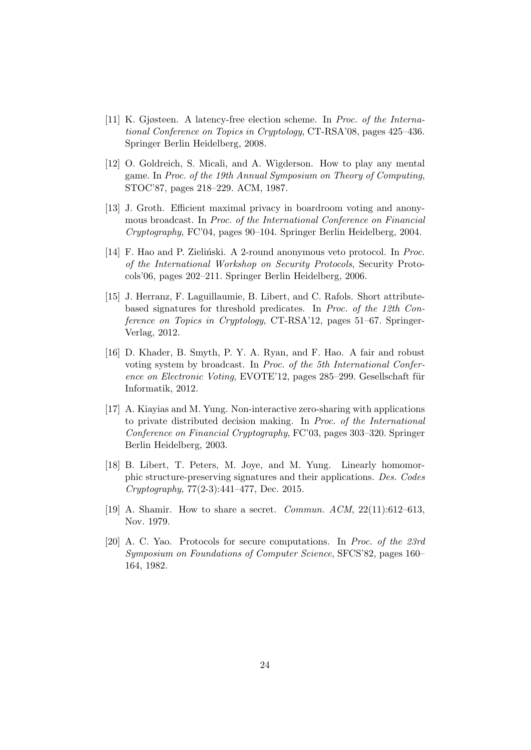[11] K. Gjøsteen. A latency-free election scheme. In *Proc. of the International Conference on Topics in Cryptology*, CT-RSA'08, pages 425–436. Springer Berlin Heidelberg, 2008.

[12] O. Goldreich, S. Micali, and A. Wigderson. How to play any mental game. In *Proc. of the 19th Annual Symposium on Theory of Computing*, STOC'87, pages 218–229. ACM, 1987.

[13] J. Groth. Efficient maximal privacy in boardroom voting and anonymous broadcast. In *Proc. of the International Conference on Financial Cryptography*, FC'04, pages 90–104. Springer Berlin Heidelberg, 2004.

[14] F. Hao and P. Zieliński. A 2-round anonymous veto protocol. In *Proc. of the International Workshop on Security Protocols*, Security Protocols'06, pages 202–211. Springer Berlin Heidelberg, 2006.

[15] J. Herranz, F. Laguillaumie, B. Libert, and C. Rafols. Short attribute-based signatures for threshold predicates. In *Proc. of the 12th Conference on Topics in Cryptology*, CT-RSA'12, pages 51–67. Springer-Verlag, 2012.

[16] D. Khader, B. Smyth, P. Y. A. Ryan, and F. Hao. A fair and robust voting system by broadcast. In *Proc. of the 5th International Conference on Electronic Voting*, EVOTE'12, pages 285–299. Gesellschaft für Informatik, 2012.

[17] A. Kiayias and M. Yung. Non-interactive zero-sharing with applications to private distributed decision making. In *Proc. of the International Conference on Financial Cryptography*, FC'03, pages 303–320. Springer Berlin Heidelberg, 2003.

[18] B. Libert, T. Peters, M. Joye, and M. Yung. Linearly homomorphic structure-preserving signatures and their applications. *Des. Codes Cryptography*, 77(2-3):441–477, Dec. 2015.

[19] A. Shamir. How to share a secret. *Commun. ACM*, 22(11):612–613, Nov. 1979.

[20] A. C. Yao. Protocols for secure computations. In *Proc. of the 23rd Symposium on Foundations of Computer Science*, SFCS'82, pages 160–164, 1982.